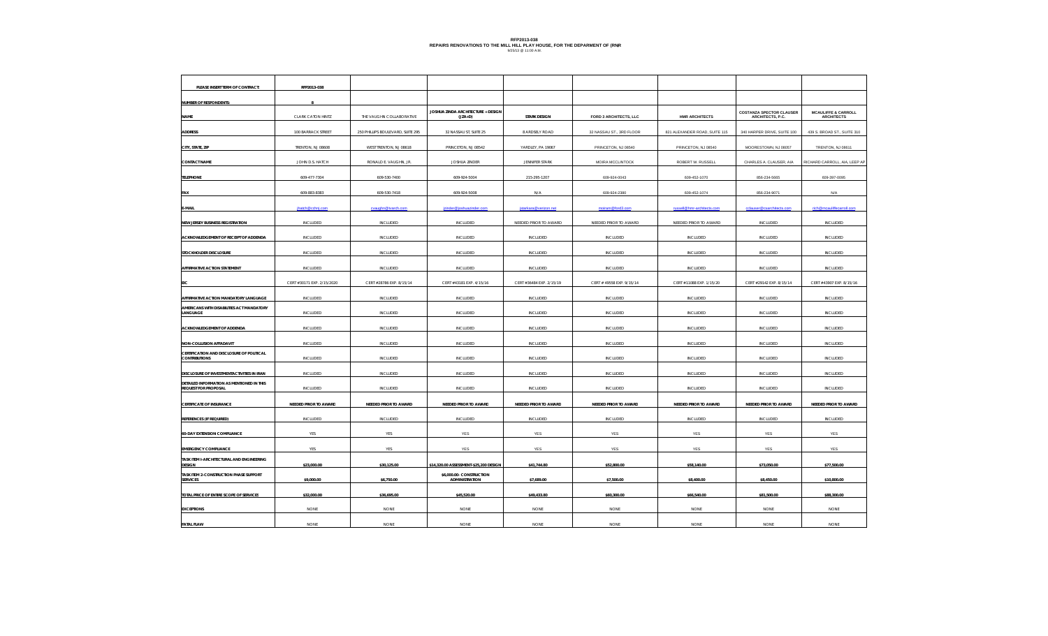# RFP2013-038
## REPAIRS RENOVATIONS TO THE MILL HILL PLAY HOUSE, FOR THE DEPARMENT OF (RNR
9/05/13 @ 11:00 A.M.

| PLEASE INSERT TERM OF CONTRACT: | RFP2013-038 | | | | | | | |
|---|---|---|---|---|---|---|---|---|
| NUMBER OF RESPONDENTS: | 8 | | | | | | | |
| NAME | CLARK CATON HINTZ | THE VAUGHN COLLABORATIVE | JOSHUA ZINDA ARCHITECTURE + DESIGN (JZA+D) | STARK DESIGN | FORD 3 ARCHITECTS, LLC | HMR ARCHITECTS | COSTANZA SPECTOR CLAUSER ARCHITECTS, P.C. | MCAULIFFE & CARROLL ARCHITECTS |
| ADDRESS | 100 BARRACK STREET | 250 PHILLIPS BOULEVARD, SUITE 295 | 32 NASSAU ST, SUITE 25 | 8 ARDSELY ROAD | 32 NASSAU ST., 3RD FLOOR | 821 ALEXANDER ROAD, SUITE 115 | 340 HARPER DRIVE, SUITE 100 | 439 S. BROAD ST., SUITE 310 |
| CITY, STATE, ZIP | TRENTON, NJ 08608 | WEST TRENTON, NJ 08618 | PRINCETON, NJ 08542 | YARDLEY, PA 19067 | PRINCETON, NJ 08540 | PRINCETON, NJ 08540 | MOORESTOWN, NJ 08057 | TRENTON, NJ 08611 |
| CONTACT NAME | JOHN D.S. HATCH | RONALD E. VAUGHN, JR. | JOSHUA ZINDER | JENNIFER STARK | MOIRA MCCLINTOCK | ROBERT W. RUSSELL | CHARLES A. CLAUSER, AIA | RICHARD CARROLL, AIA, LEEP AP |
| TELEPHONE | 609-477-7304 | 609-530-7400 | 609-924-5004 | 215-295-1207 | 609-924-0043 | 609-452-1070 | 856-234-5665 | 609-397-0095 |
| FAX | 609-883-8383 | 609-530-7418 | 609-924-5008 | N/A | 609-924-2390 | 609-452-1074 | 856-234-9071 | N/A |
| E-MAIL | jhatch@cchnj.com | rvaughn@tvarch.com | jzinder@joshuazinder.com | jstarkara@verizon.net | mmiram@ford3.com | rrussell@hmr-architects.com | cclauser@csarchitects.com | rich@mcauliffecarroll.com |
| NEW JERSEY BUSINESS REGISTRATION | INCLUDED | INCLUDED | INCLUDED | NEEDED PRIOR TO AWARD | NEEDED PRIOR TO AWARD | NEEDED PRIOR TO AWARD | INCLUDED | INCLUDED |
| ACKNOWLEDGEMENT OF RECEIPT OF ADDENDA | INCLUDED | INCLUDED | INCLUDED | INCLUDED | INCLUDED | INCLUDED | INCLUDED | INCLUDED |
| STOCKHOLDER DISCLOSURE | INCLUDED | INCLUDED | INCLUDED | INCLUDED | INCLUDED | INCLUDED | INCLUDED | INCLUDED |
| AFFIRMATIVE ACTION STATEMENT | INCLUDED | INCLUDED | INCLUDED | INCLUDED | INCLUDED | INCLUDED | INCLUDED | INCLUDED |
| EIC | CERT #30171 EXP. 2/15/2020 | CERT #28786 EXP. 8/15/14 | CERT #43181 EXP. 4/15/16 | CERT #36484 EXP. 2/15/19 | CERT # 49558 EXP. 9/15/14 | CERT #11088 EXP. 1/15/20 | CERT #29142 EXP. 8/15/14 | CERT #43907 EXP. 8/15/16 |
| AFFIRMATIVE ACTION MANDATORY LANGUAGE | INCLUDED | INCLUDED | INCLUDED | INCLUDED | INCLUDED | INCLUDED | INCLUDED | INCLUDED |
| AMERICANS WITH DISABILITIES ACT MANDATORY LANGUAGE | INCLUDED | INCLUDED | INCLUDED | INCLUDED | INCLUDED | INCLUDED | INCLUDED | INCLUDED |
| ACKNOWLEDGEMENT OF ADDENDA | INCLUDED | INCLUDED | INCLUDED | INCLUDED | INCLUDED | INCLUDED | INCLUDED | INCLUDED |
| NON-COLLUSION AFFADAVIT | INCLUDED | INCLUDED | INCLUDED | INCLUDED | INCLUDED | INCLUDED | INCLUDED | INCLUDED |
| CERTIFICATION AND DISCLOSURE OF POLITICAL CONTRIBUTIONS | INCLUDED | INCLUDED | INCLUDED | INCLUDED | INCLUDED | INCLUDED | INCLUDED | INCLUDED |
| DISCLOSURE OF INVESTMENT ACTIVITIES IN IRAN | INCLUDED | INCLUDED | INCLUDED | INCLUDED | INCLUDED | INCLUDED | INCLUDED | INCLUDED |
| DETAILED INFORMATION AS MENTIONED IN THIS REQUEST FOR PROPOSAL | INCLUDED | INCLUDED | INCLUDED | INCLUDED | INCLUDED | INCLUDED | INCLUDED | INCLUDED |
| CERTIFICATE OF INSURANCE | NEEDED PRIOR TO AWARD | NEEDED PRIOR TO AWARD | NEEDED PRIOR TO AWARD | NEEDED PRIOR TO AWARD | NEEDED PRIOR TO AWARD | NEEDED PRIOR TO AWARD | NEEDED PRIOR TO AWARD | NEEDED PRIOR TO AWARD |
| REFERENCES (IF REQUIRED) | INCLUDED | INCLUDED | INCLUDED | INCLUDED | INCLUDED | INCLUDED | INCLUDED | INCLUDED |
| 60-DAY EXTENSION COMPLIANCE | YES | YES | YES | YES | YES | YES | YES | YES |
| EMERGENCY COMPLIANCE | YES | YES | YES | YES | YES | YES | YES | YES |
| TASK ITEM I- ARCHITECTURAL AND ENGINEERING DESIGN | $23,000.00 | $30,125.00 | $14,320.00 ASSESSMENT- $25,200 DESIGN | $41,744.80 | $52,800.00 | $58,140.00 | $73,050.00 | $77,500.00 |
| TASK ITEM 2- CONSTRUCTION PHASE SUPPORT SERVICES | $9,000.00 | $6,750.00 | $6,000.00- CONSTRUCTION ADMINISTRATION | $7,689.00 | $7,500.00 | $8,400.00 | $8,450.00 | $10,800.00 |
| TOTAL PRICE OF ENTIRE SCOPE OF SERVICES | $32,000.00 | $36,695.00 | $45,520.00 | $49,433.80 | $60,300.00 | $66,540.00 | $81,500.00 | $88,300.00 |
| EXCEPTIONS | NONE | NONE | NONE | NONE | NONE | NONE | NONE | NONE |
| FATAL FLAW | NONE | NONE | NONE | NONE | NONE | NONE | NONE | NONE |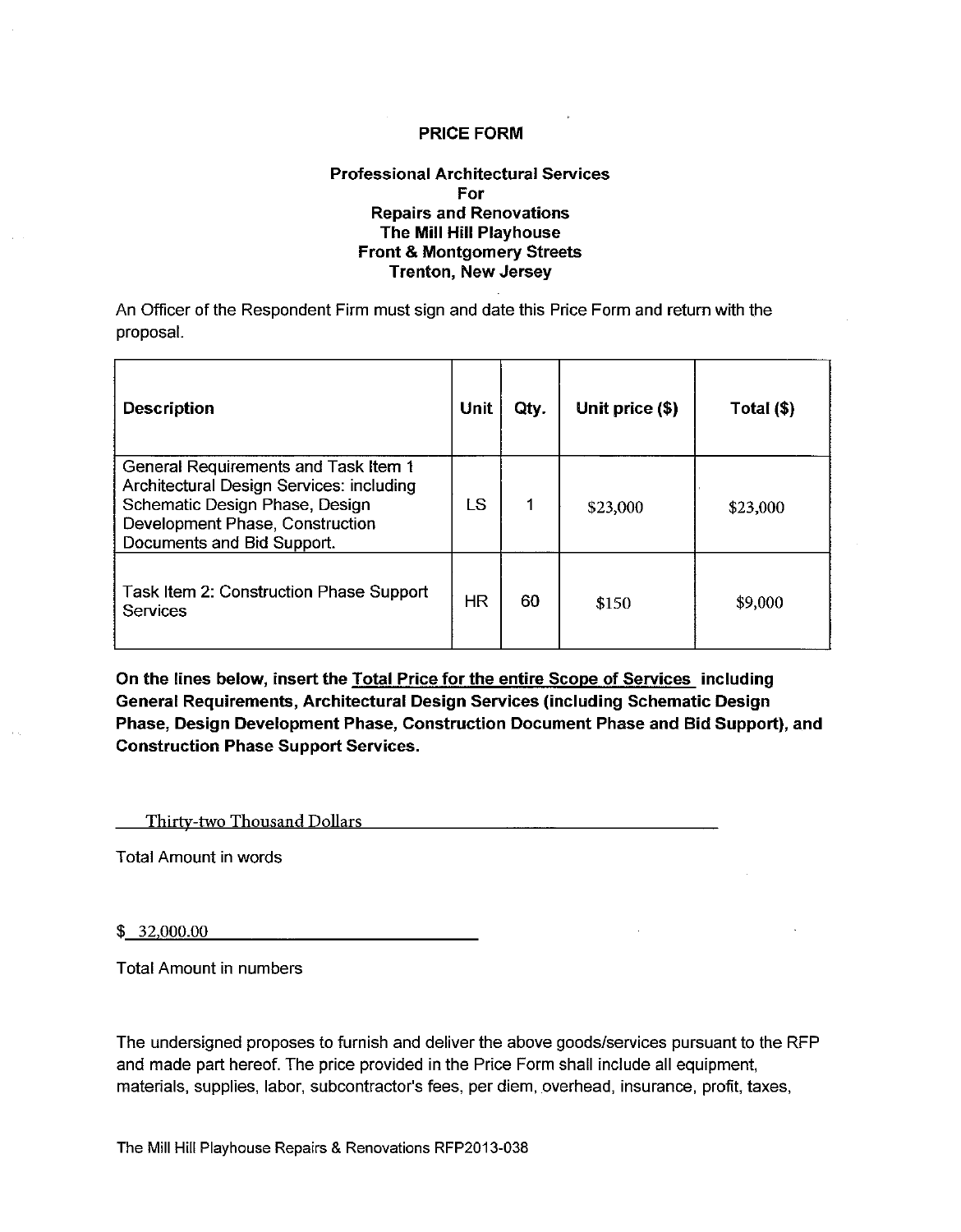# PRICE FORM

## Professional Architectural Services For Repairs and Renovations The Mill Hill Playhouse Front & Montgomery Streets Trenton, New Jersey

An Officer of the Respondent Firm must sign and date this Price Form and return with the proposal.

| Description | Unit | Qty. | Unit price ($) | Total ($) |
|---|---|---|---|---|
| General Requirements and Task Item 1 Architectural Design Services: including Schematic Design Phase, Design Development Phase, Construction Documents and Bid Support. | LS | 1 | $23,000 | $23,000 |
| Task Item 2: Construction Phase Support Services | HR | 60 | $150 | $9,000 |

**On the lines below, insert the <u>Total Price for the entire Scope of Services</u> including General Requirements, Architectural Design Services (including Schematic Design Phase, Design Development Phase, Construction Document Phase and Bid Support), and Construction Phase Support Services.**

Thirty-two Thousand Dollars

Total Amount in words

$ 32,000.00

Total Amount in numbers

The undersigned proposes to furnish and deliver the above goods/services pursuant to the RFP and made part hereof. The price provided in the Price Form shall include all equipment, materials, supplies, labor, subcontractor's fees, per diem, overhead, insurance, profit, taxes,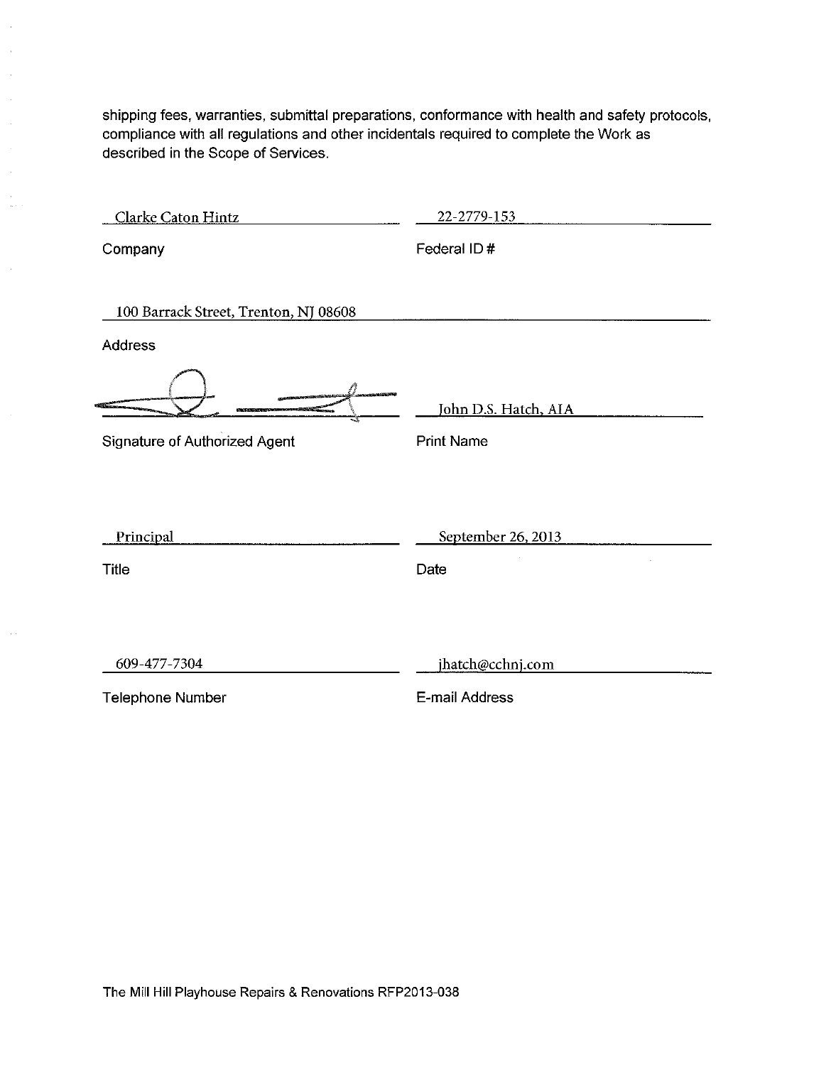shipping fees, warranties, submittal preparations, conformance with health and safety protocols, compliance with all regulations and other incidentals required to complete the Work as described in the Scope of Services.

| | |
|---|---|
| Clarke Caton Hintz | 22-2779-153 |
| Company | Federal ID # |

100 Barrack Street, Trenton, NJ 08608

Address

| | |
|---|---|
| [Signature] | John D.S. Hatch, AIA |
| Signature of Authorized Agent | Print Name |

| | |
|---|---|
| Principal | September 26, 2013 |
| Title | Date |

| | |
|---|---|
| 609-477-7304 | jhatch@cchnj.com |
| Telephone Number | E-mail Address |

The Mill Hill Playhouse Repairs & Renovations RFP2013-038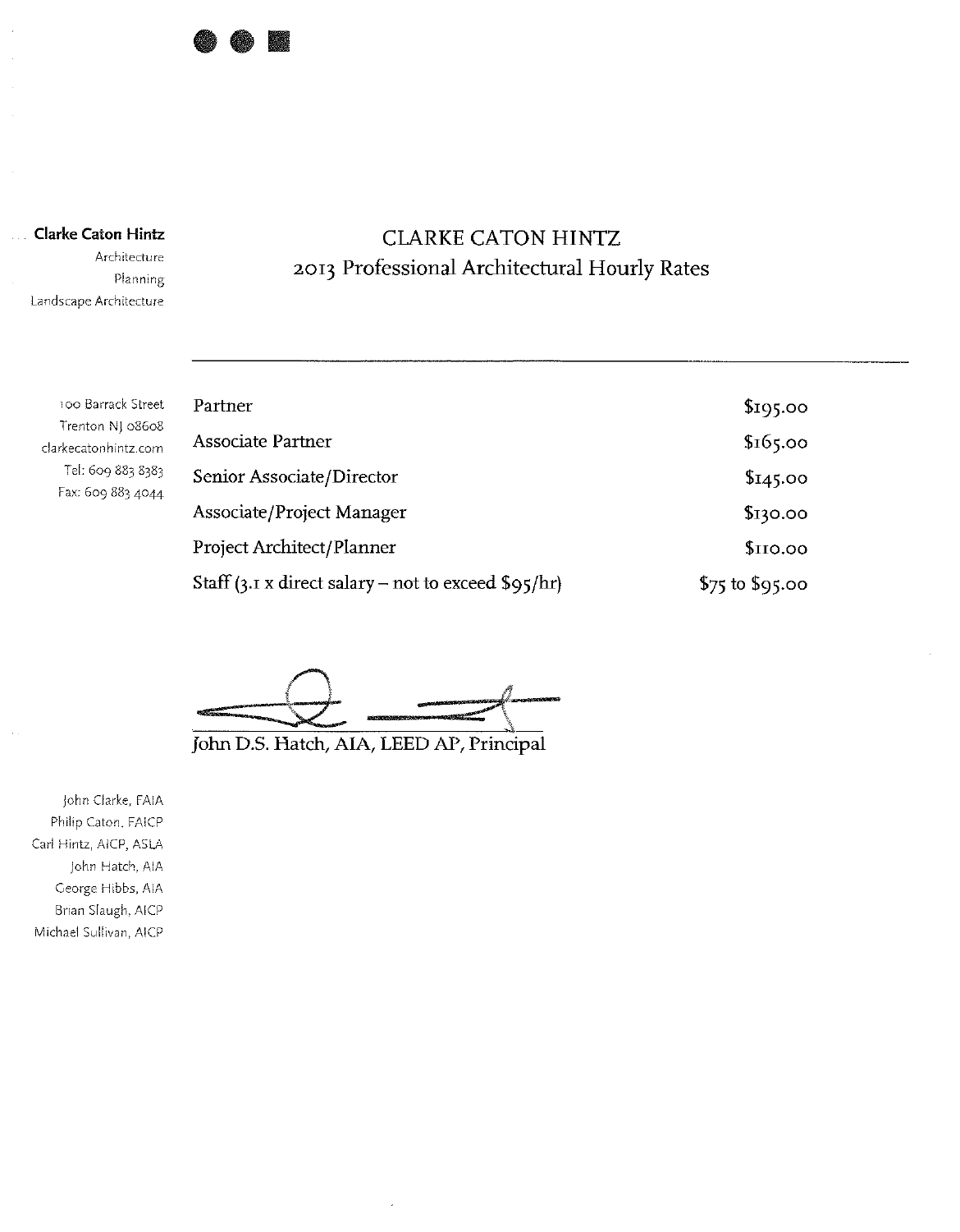**Clarke Caton Hintz**

Architecture
Planning
Landscape Architecture

100 Barrack Street
Trenton NJ 08608
clarkecatonhintz.com
Tel: 609 883 8383
Fax: 609 883 4044

# CLARKE CATON HINTZ
## 2013 Professional Architectural Hourly Rates

| | |
|---|---|
| Partner | $195.00 |
| Associate Partner | $165.00 |
| Senior Associate/Director | $145.00 |
| Associate/Project Manager | $130.00 |
| Project Architect/Planner | $110.00 |
| Staff (3.1 x direct salary – not to exceed $95/hr) | $75 to $95.00 |

John D.S. Hatch, AIA, LEED AP, Principal

John Clarke, FAIA
Philip Caton, FAICP
Carl Hintz, AICP, ASLA
John Hatch, AIA
George Hibbs, AIA
Brian Slaugh, AICP
Michael Sullivan, AICP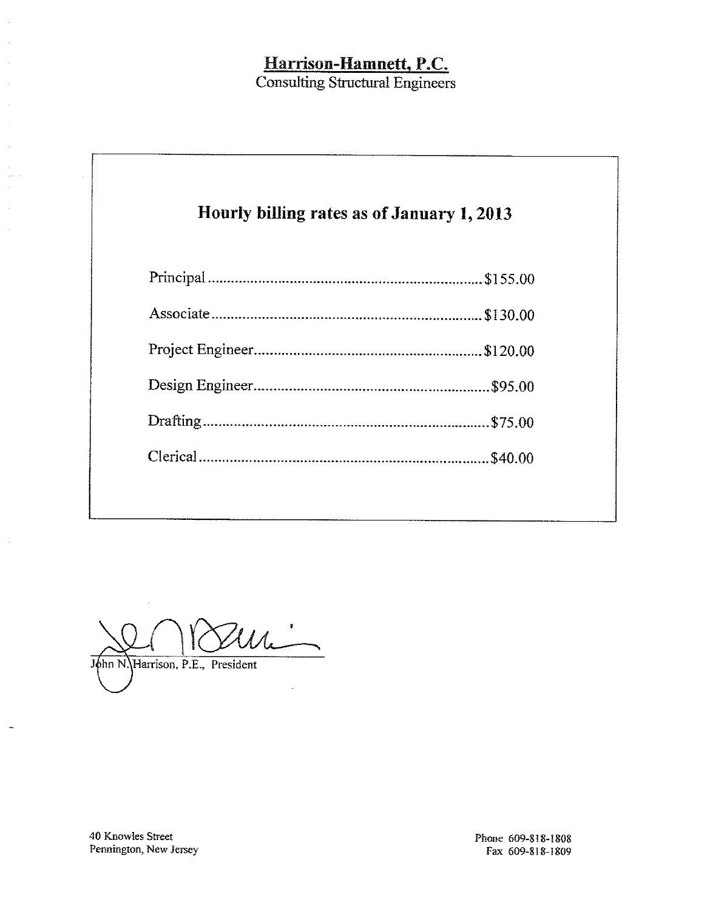# Harrison-Hamnett, P.C.

Consulting Structural Engineers

## Hourly billing rates as of January 1, 2013

| Position | Rate |
| --- | --- |
| Principal | $155.00 |
| Associate | $130.00 |
| Project Engineer | $120.00 |
| Design Engineer | $95.00 |
| Drafting | $75.00 |
| Clerical | $40.00 |

John N. Harrison, P.E., President

40 Knowles Street
Pennington, New Jersey

Phone 609-818-1808
Fax 609-818-1809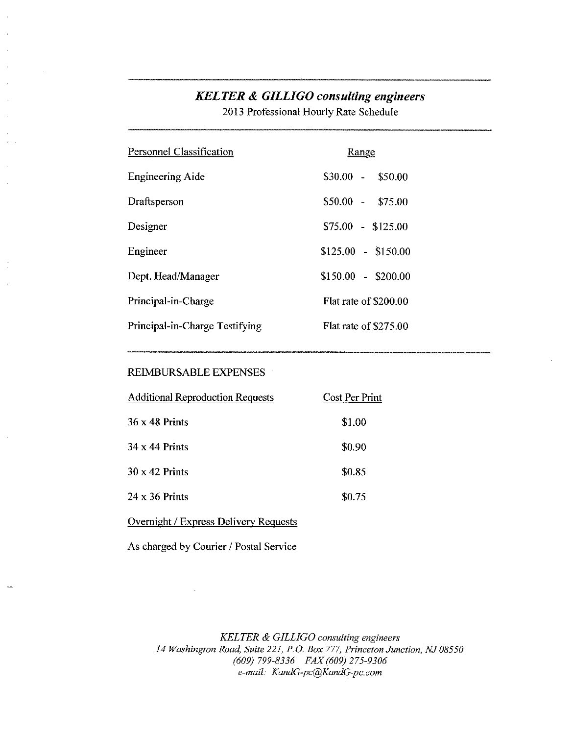## *KELTER & GILLIGO consulting engineers*

2013 Professional Hourly Rate Schedule

| Personnel Classification | Range |
| --- | --- |
| Engineering Aide | \$30.00 - \$50.00 |
| Draftsperson | \$50.00 - \$75.00 |
| Designer | \$75.00 - \$125.00 |
| Engineer | \$125.00 - \$150.00 |
| Dept. Head/Manager | \$150.00 - \$200.00 |
| Principal-in-Charge | Flat rate of \$200.00 |
| Principal-in-Charge Testifying | Flat rate of \$275.00 |

### REIMBURSABLE EXPENSES

| Additional Reproduction Requests | Cost Per Print |
| --- | --- |
| 36 x 48 Prints | \$1.00 |
| 34 x 44 Prints | \$0.90 |
| 30 x 42 Prints | \$0.85 |
| 24 x 36 Prints | \$0.75 |

Overnight / Express Delivery Requests

As charged by Courier / Postal Service

*KELTER & GILLIGO consulting engineers*
*14 Washington Road, Suite 221, P.O. Box 777, Princeton Junction, NJ 08550*
*(609) 799-8336 FAX (609) 275-9306*
*e-mail: KandG-pc@KandG-pc.com*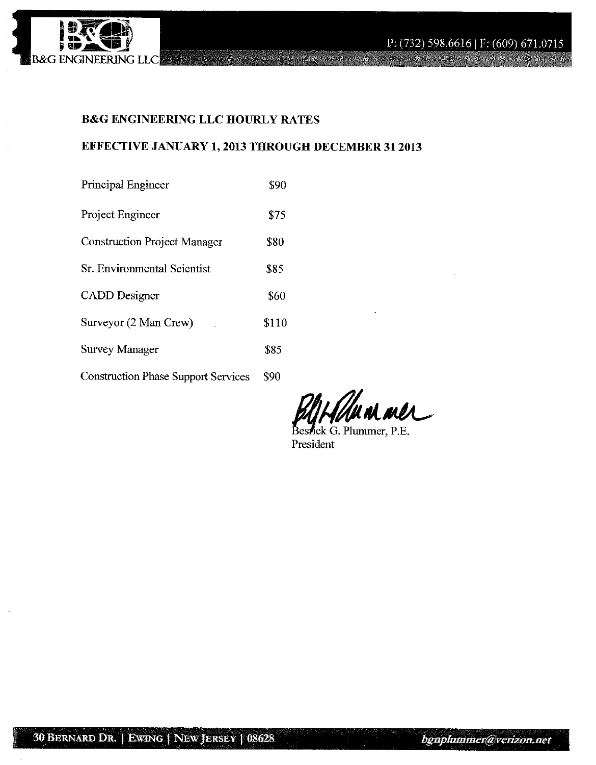B&G ENGINEERING LLC

P: (732) 598.6616 | F: (609) 671.0715

**B&G ENGINEERING LLC HOURLY RATES**

**EFFECTIVE JANUARY 1, 2013 THROUGH DECEMBER 31 2013**

| | |
|---|---|
| Principal Engineer | $90 |
| Project Engineer | $75 |
| Construction Project Manager | $80 |
| Sr. Environmental Scientist | $85 |
| CADD Designer | $60 |
| Surveyor (2 Man Crew) | $110 |
| Survey Manager | $85 |
| Construction Phase Support Services | $90 |

Besrick G. Plummer, P.E.
President

30 BERNARD DR. | EWING | NEW JERSEY | 08628

bgnplummer@verizon.net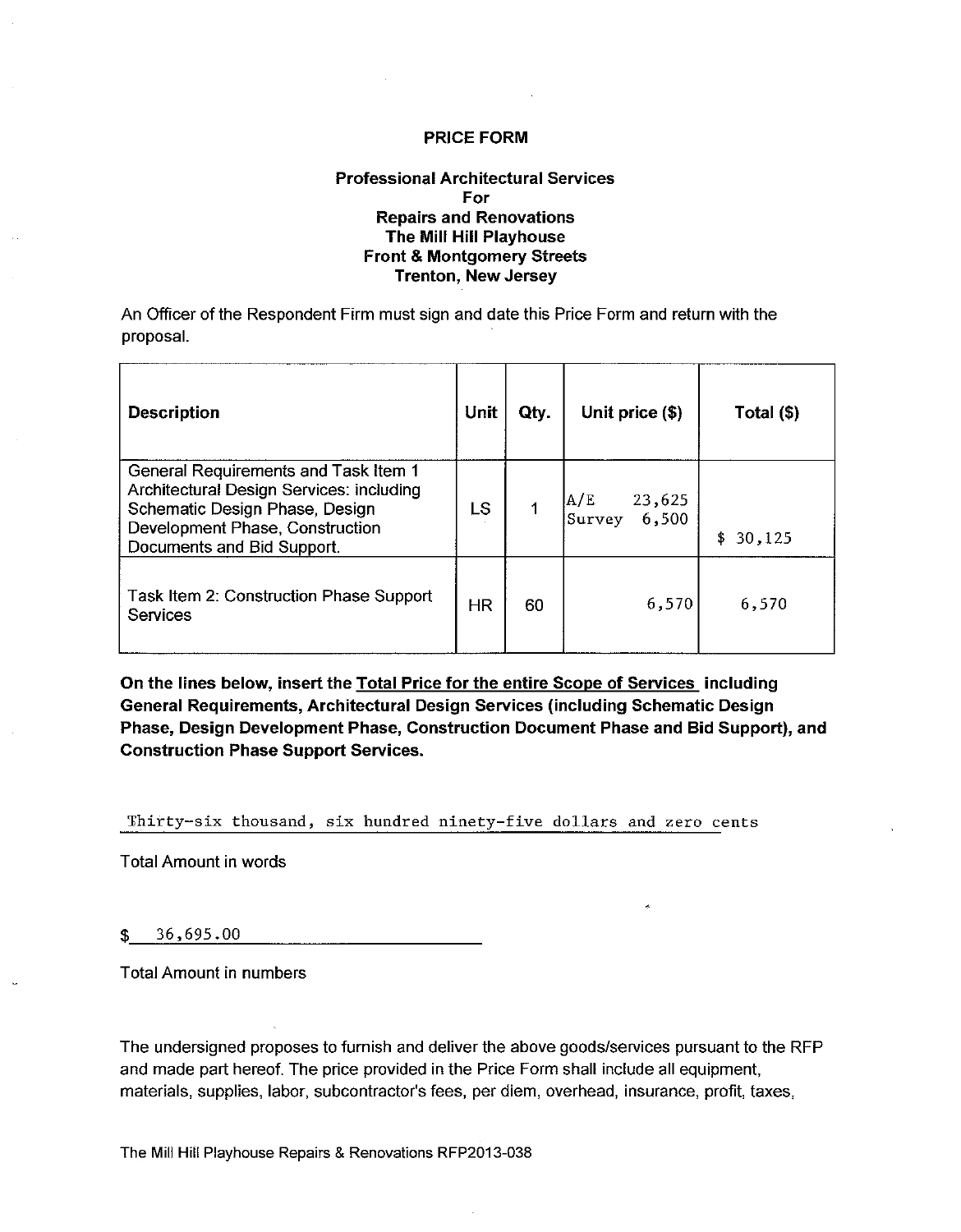**PRICE FORM**

**Professional Architectural Services**
**For**
**Repairs and Renovations**
**The Mill Hill Playhouse**
**Front & Montgomery Streets**
**Trenton, New Jersey**

An Officer of the Respondent Firm must sign and date this Price Form and return with the proposal.

| Description | Unit | Qty. | Unit price ($) | Total ($) |
|---|---|---|---|---|
| General Requirements and Task Item 1 Architectural Design Services: including Schematic Design Phase, Design Development Phase, Construction Documents and Bid Support. | LS | 1 | A/E 23,625<br>Survey 6,500 | $ 30,125 |
| Task Item 2: Construction Phase Support Services | HR | 60 | 6,570 | 6,570 |

**On the lines below, insert the Total Price for the entire Scope of Services including General Requirements, Architectural Design Services (including Schematic Design Phase, Design Development Phase, Construction Document Phase and Bid Support), and Construction Phase Support Services.**

Thirty-six thousand, six hundred ninety-five dollars and zero cents

Total Amount in words

$ 36,695.00

Total Amount in numbers

The undersigned proposes to furnish and deliver the above goods/services pursuant to the RFP and made part hereof. The price provided in the Price Form shall include all equipment, materials, supplies, labor, subcontractor's fees, per diem, overhead, insurance, profit, taxes,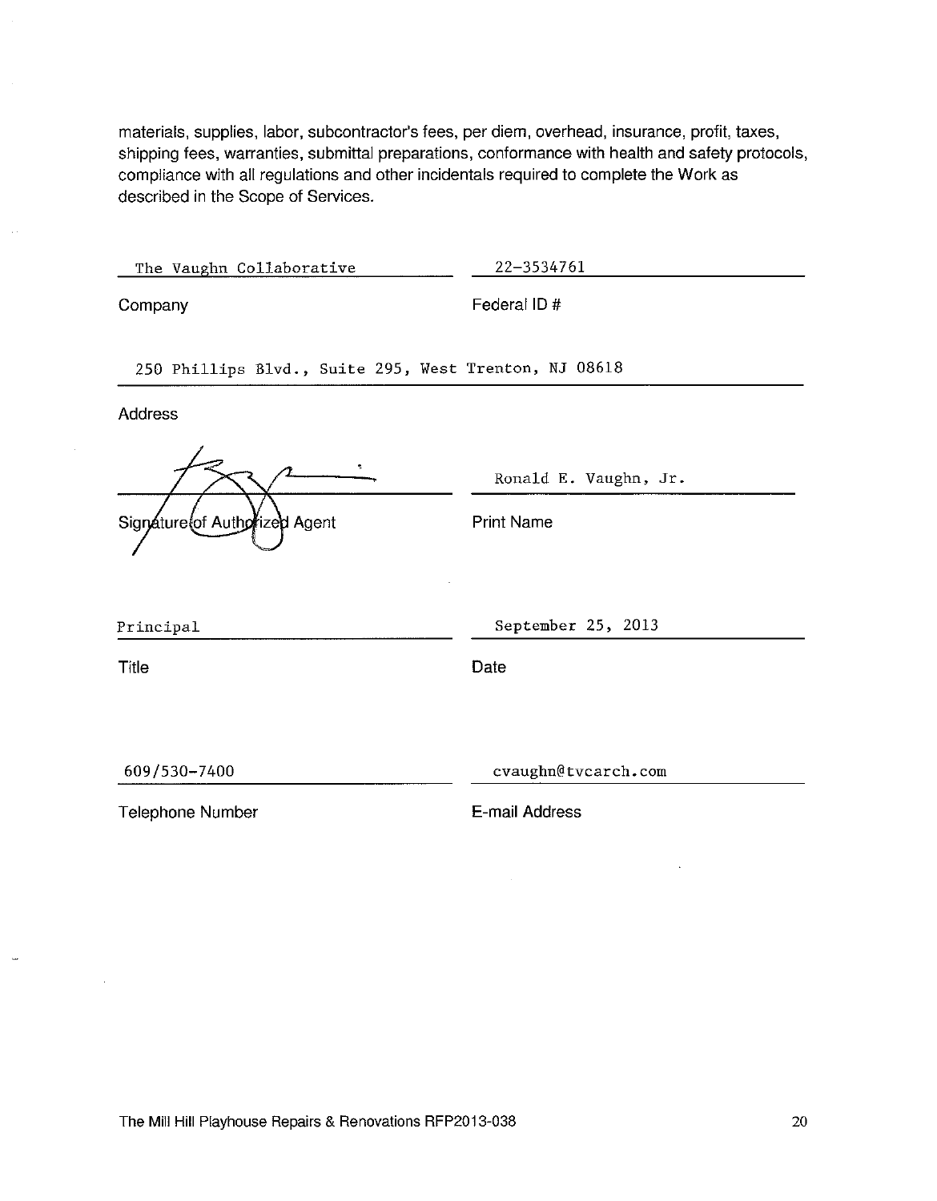materials, supplies, labor, subcontractor's fees, per diem, overhead, insurance, profit, taxes, shipping fees, warranties, submittal preparations, conformance with health and safety protocols, compliance with all regulations and other incidentals required to complete the Work as described in the Scope of Services.

| | |
|---|---|
| The Vaughn Collaborative | 22-3534761 |
| Company | Federal ID # |

250 Phillips Blvd., Suite 295, West Trenton, NJ 08618

Address

| | |
|---|---|
| [signature] | Ronald E. Vaughn, Jr. |
| Signature of Authorized Agent | Print Name |
| Principal | September 25, 2013 |
| Title | Date |
| 609/530-7400 | cvaughn@tvcarch.com |
| Telephone Number | E-mail Address |

The Mill Hill Playhouse Repairs & Renovations RFP2013-038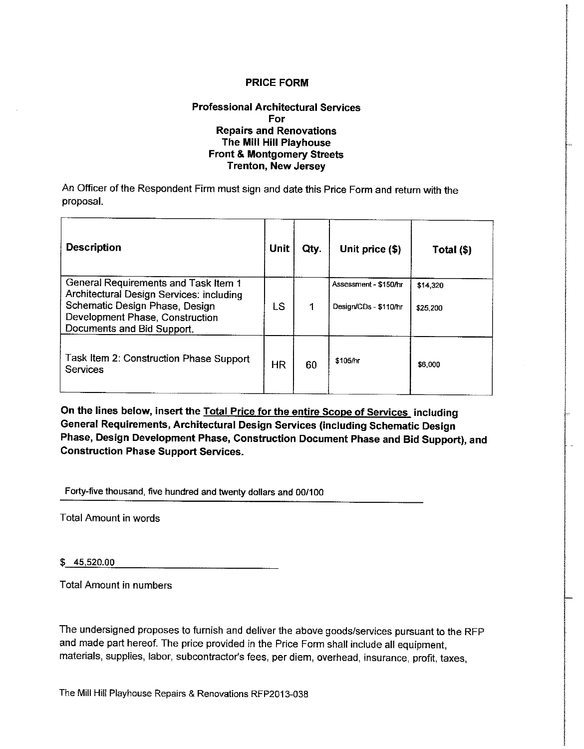**PRICE FORM**

**Professional Architectural Services**
**For**
**Repairs and Renovations**
**The Mill Hill Playhouse**
**Front & Montgomery Streets**
**Trenton, New Jersey**

An Officer of the Respondent Firm must sign and date this Price Form and return with the proposal.

| Description | Unit | Qty. | Unit price ($) | Total ($) |
|---|---|---|---|---|
| General Requirements and Task Item 1 Architectural Design Services: including Schematic Design Phase, Design Development Phase, Construction Documents and Bid Support. | LS | 1 | Assessment - $150/hr<br>Design/CDs - $110/hr | $14,320<br>$25,200 |
| Task Item 2: Construction Phase Support Services | HR | 60 | $105/hr | $6,000 |

**On the lines below, insert the Total Price for the entire Scope of Services including General Requirements, Architectural Design Services (including Schematic Design Phase, Design Development Phase, Construction Document Phase and Bid Support), and Construction Phase Support Services.**

Forty-five thousand, five hundred and twenty dollars and 00/100

Total Amount in words

$ 45,520.00

Total Amount in numbers

The undersigned proposes to furnish and deliver the above goods/services pursuant to the RFP and made part hereof. The price provided in the Price Form shall include all equipment, materials, supplies, labor, subcontractor's fees, per diem, overhead, insurance, profit, taxes,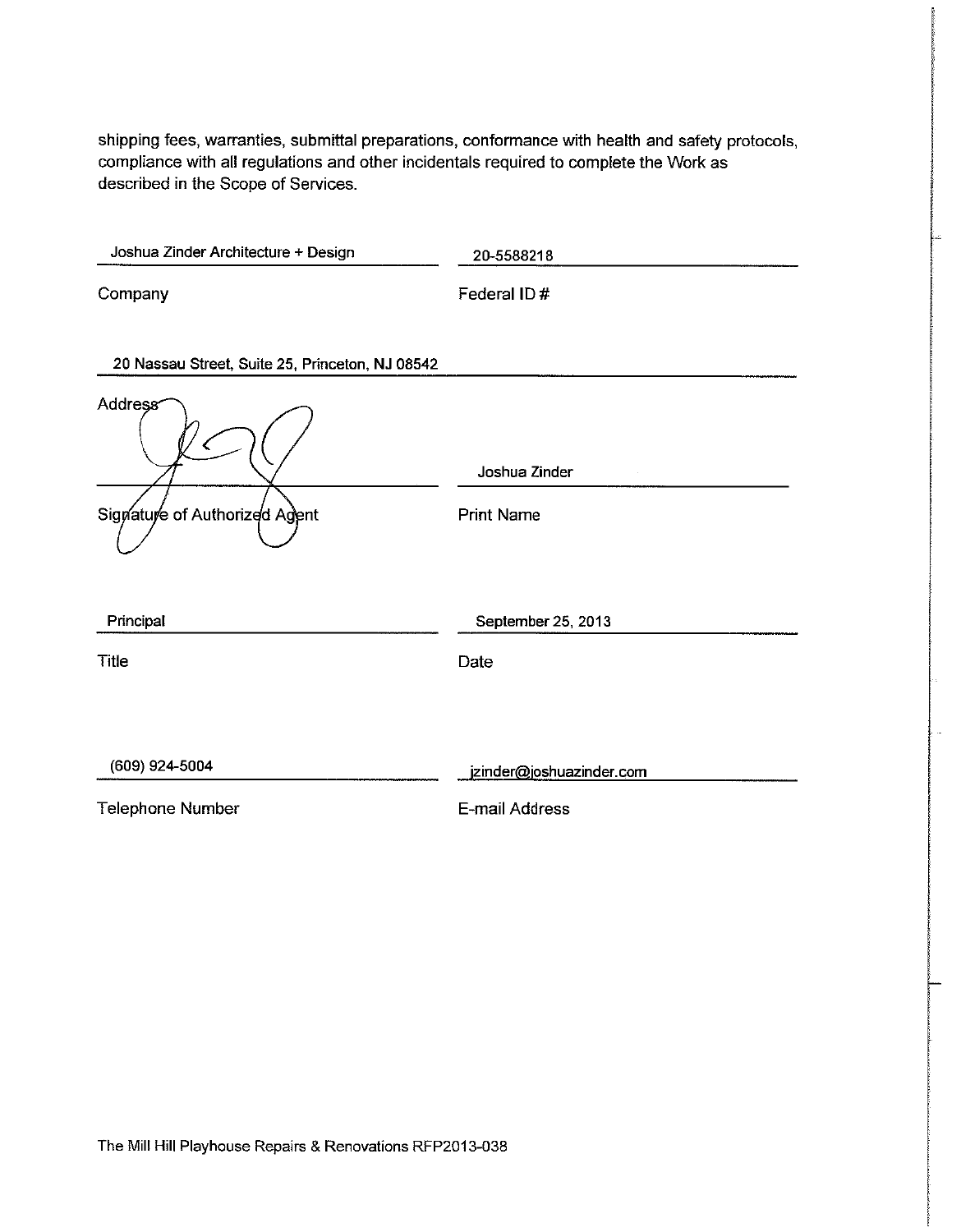shipping fees, warranties, submittal preparations, conformance with health and safety protocols, compliance with all regulations and other incidentals required to complete the Work as described in the Scope of Services.

| | |
|---|---|
| Joshua Zinder Architecture + Design | 20-5588218 |
| Company | Federal ID # |

20 Nassau Street, Suite 25, Princeton, NJ 08542

Address

| | |
|---|---|
| | Joshua Zinder |
| Signature of Authorized Agent | Print Name |
| Principal | September 25, 2013 |
| Title | Date |
| (609) 924-5004 | jzinder@joshuazinder.com |
| Telephone Number | E-mail Address |

The Mill Hill Playhouse Repairs & Renovations RFP2013-038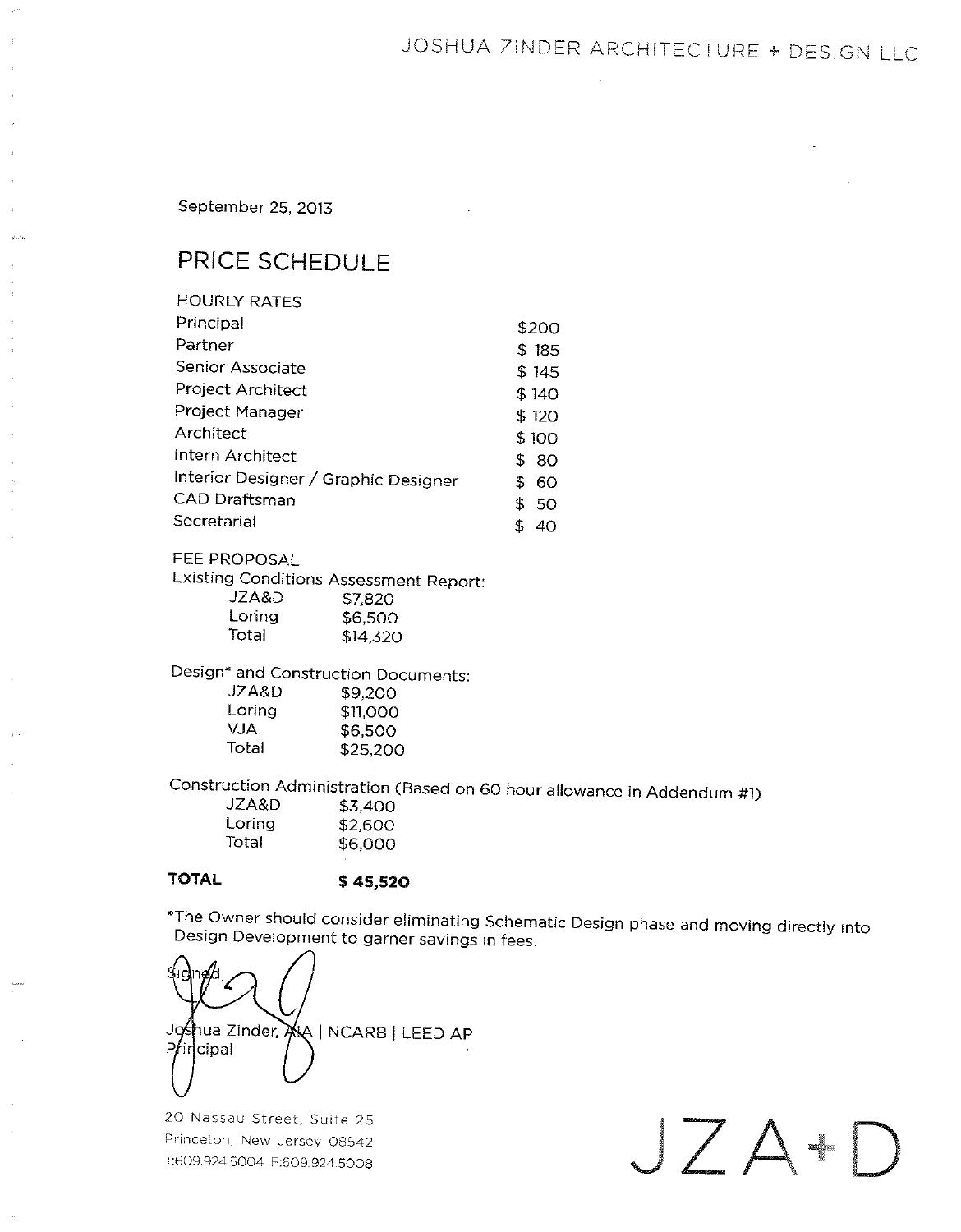JOSHUA ZINDER ARCHITECTURE + DESIGN LLC

September 25, 2013

# PRICE SCHEDULE

HOURLY RATES

| | |
|---|---|
| Principal | $200 |
| Partner | $ 185 |
| Senior Associate | $ 145 |
| Project Architect | $ 140 |
| Project Manager | $ 120 |
| Architect | $ 100 |
| Intern Architect | $ 80 |
| Interior Designer / Graphic Designer | $ 60 |
| CAD Draftsman | $ 50 |
| Secretarial | $ 40 |

FEE PROPOSAL

Existing Conditions Assessment Report:

| | |
|---|---|
| JZA&D | $7,820 |
| Loring | $6,500 |
| Total | $14,320 |

Design* and Construction Documents:

| | |
|---|---|
| JZA&D | $9,200 |
| Loring | $11,000 |
| VJA | $6,500 |
| Total | $25,200 |

Construction Administration (Based on 60 hour allowance in Addendum #1)

| | |
|---|---|
| JZA&D | $3,400 |
| Loring | $2,600 |
| Total | $6,000 |

**TOTAL** **$ 45,520**

*The Owner should consider eliminating Schematic Design phase and moving directly into Design Development to garner savings in fees.

Signed,

Joshua Zinder, AIA | NCARB | LEED AP
Principal

20 Nassau Street, Suite 25
Princeton, New Jersey 08542
T:609.924.5004 F:609.924.5008

JZA+D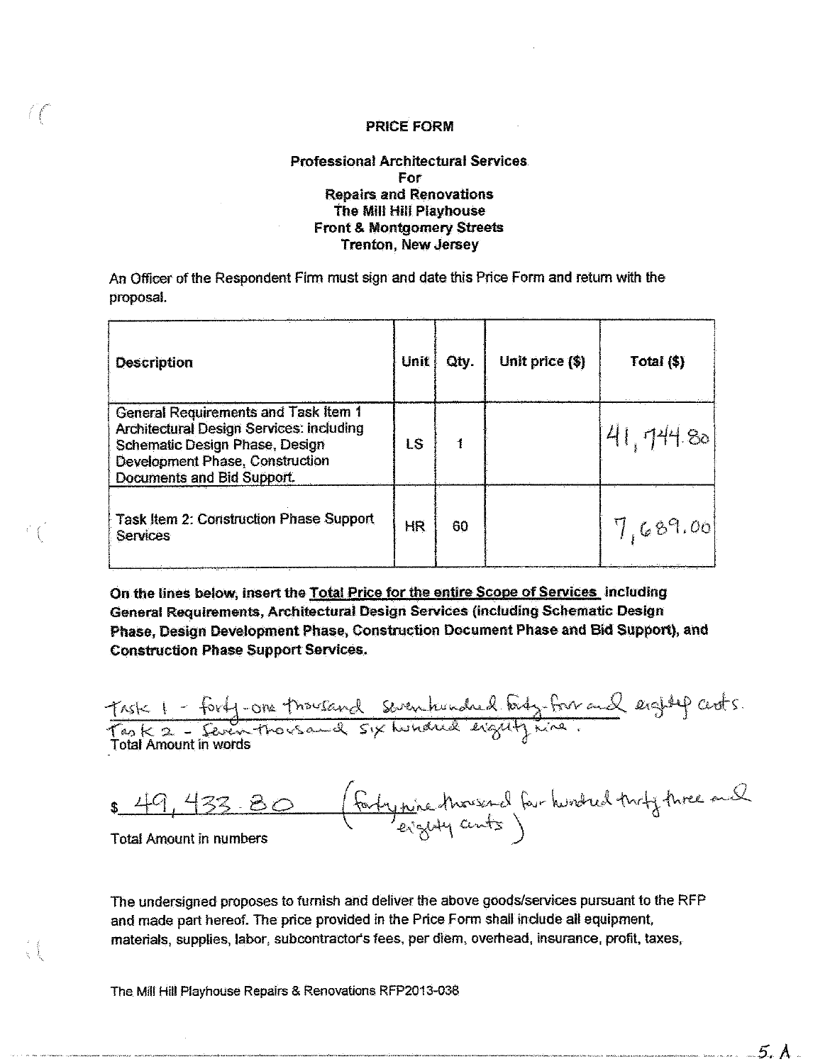**PRICE FORM**

**Professional Architectural Services**
**For**
**Repairs and Renovations**
**The Mill Hill Playhouse**
**Front & Montgomery Streets**
**Trenton, New Jersey**

An Officer of the Respondent Firm must sign and date this Price Form and return with the proposal.

| Description | Unit | Qty. | Unit price ($) | Total ($) |
|---|---|---|---|---|
| General Requirements and Task Item 1 Architectural Design Services: including Schematic Design Phase, Design Development Phase, Construction Documents and Bid Support. | LS | 1 | | 41,744.80 |
| Task Item 2: Construction Phase Support Services | HR | 60 | | 7,689.00 |

**On the lines below, insert the Total Price for the entire Scope of Services including General Requirements, Architectural Design Services (including Schematic Design Phase, Design Development Phase, Construction Document Phase and Bid Support), and Construction Phase Support Services.**

Task 1 - forty-one thousand seven hundred forty-four and eighty cents.
Task 2 - Seven thousand six hundred eighty nine.
Total Amount in words

$ 49,433.80 (forty nine thousand four hundred thirty three and eighty cents)
Total Amount in numbers

The undersigned proposes to furnish and deliver the above goods/services pursuant to the RFP and made part hereof. The price provided in the Price Form shall include all equipment, materials, supplies, labor, subcontractor's fees, per diem, overhead, insurance, profit, taxes,

The Mill Hill Playhouse Repairs & Renovations RFP2013-038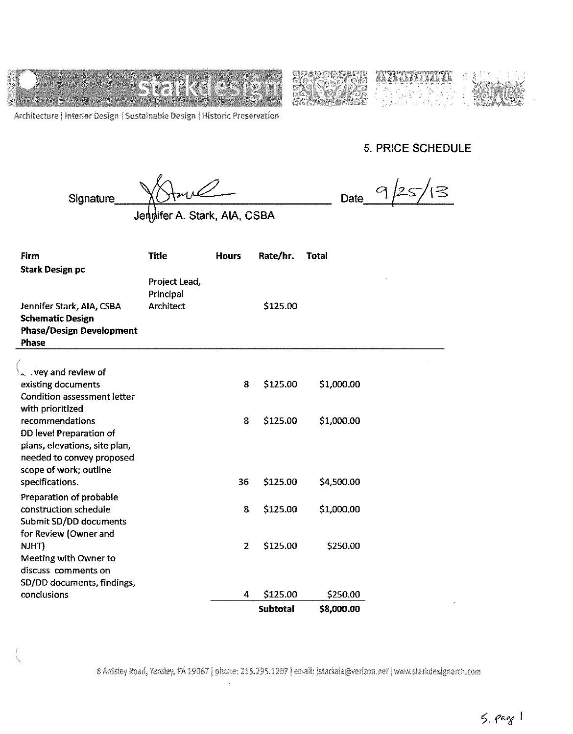stark design

Architecture | Interior Design | Sustainable Design | Historic Preservation

## 5. PRICE SCHEDULE

Signature: Jennifer A. Stark, AIA, CSBA  Date: 9/25/13

| Firm | Title | Hours | Rate/hr. | Total |
|---|---|---|---|---|
| **Stark Design pc** | | | | |
| Jennifer Stark, AIA, CSBA | Project Lead, Principal Architect | | $125.00 | |
| **Schematic Design Phase/Design Development Phase** | | | | |
| . vey and review of existing documents | | 8 | $125.00 | $1,000.00 |
| Condition assessment letter with prioritized recommendations | | 8 | $125.00 | $1,000.00 |
| DD level Preparation of plans, elevations, site plan, needed to convey proposed scope of work; outline specifications. | | 36 | $125.00 | $4,500.00 |
| Preparation of probable construction schedule | | 8 | $125.00 | $1,000.00 |
| Submit SD/DD documents for Review (Owner and NJHT) | | 2 | $125.00 | $250.00 |
| Meeting with Owner to discuss comments on SD/DD documents, findings, conclusions | | 4 | $125.00 | $250.00 |
| | | | **Subtotal** | **$8,000.00** |

8 Ardsley Road, Yardley, PA 19067 | phone: 215.295.1207 | email: jstarkaia@verizon.net | www.starkdesignarch.com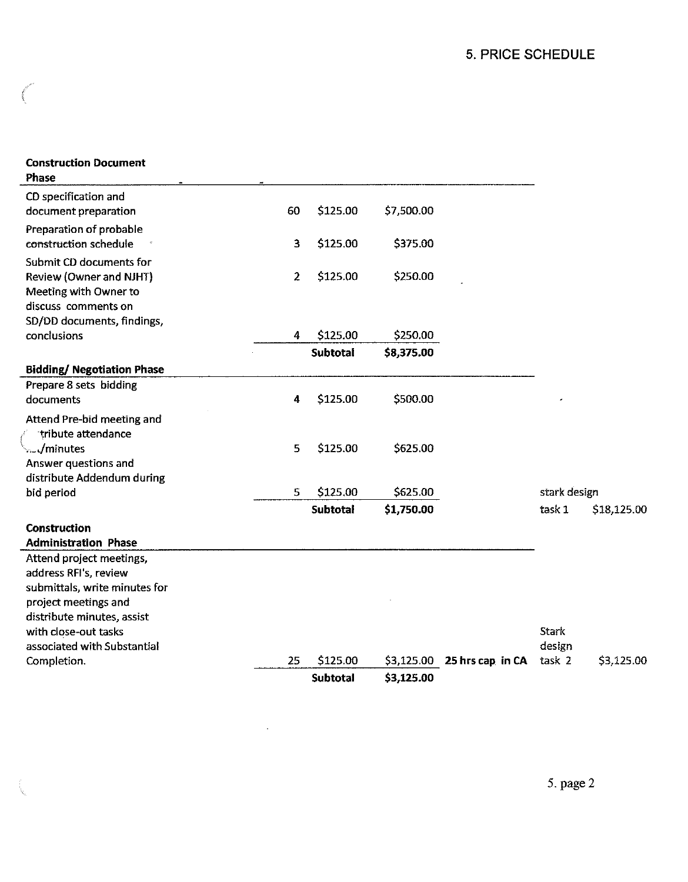## 5. PRICE SCHEDULE

| Construction Document Phase | | | | | | |
|---|---|---|---|---|---|---|
| CD specification and document preparation | 60 | $125.00 | $7,500.00 | | | |
| Preparation of probable construction schedule | 3 | $125.00 | $375.00 | | | |
| Submit CD documents for Review (Owner and NJHT) | 2 | $125.00 | $250.00 | | | |
| Meeting with Owner to discuss comments on SD/DD documents, findings, conclusions | 4 | $125.00 | $250.00 | | | |
| | | **Subtotal** | **$8,375.00** | | | |
| **Bidding/ Negotiation Phase** | | | | | | |
| Prepare 8 sets bidding documents | 4 | $125.00 | $500.00 | | | |
| Attend Pre-bid meeting and distribute attendance list/minutes | 5 | $125.00 | $625.00 | | | |
| Answer questions and distribute Addendum during bid period | 5 | $125.00 | $625.00 | | stark design | |
| | | **Subtotal** | **$1,750.00** | | task 1 | $18,125.00 |
| **Construction Administration Phase** | | | | | | |
| Attend project meetings, address RFI's, review submittals, write minutes for project meetings and distribute minutes, assist with close-out tasks associated with Substantial Completion. | 25 | $125.00 | $3,125.00 | **25 hrs cap in CA** | Stark design task 2 | $3,125.00 |
| | | **Subtotal** | **$3,125.00** | | | |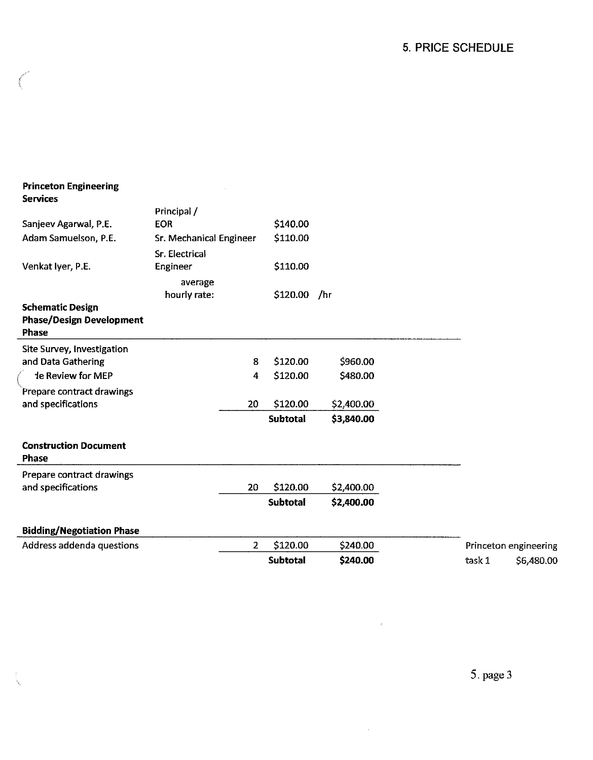# 5. PRICE SCHEDULE

**Princeton Engineering Services**

| Name | Title | Rate | |
|---|---|---|---|
| Sanjeev Agarwal, P.E. | Principal / EOR | $140.00 | |
| Adam Samuelson, P.E. | Sr. Mechanical Engineer | $110.00 | |
| Venkat Iyer, P.E. | Sr. Electrical Engineer | $110.00 | |
| | average hourly rate: | $120.00 | /hr |

**Schematic Design Phase/Design Development Phase**

| Task | Hours | Rate | Amount |
|---|---|---|---|
| Site Survey, Investigation and Data Gathering | 8 | $120.00 | $960.00 |
| de Review for MEP | 4 | $120.00 | $480.00 |
| Prepare contract drawings and specifications | 20 | $120.00 | $2,400.00 |
| | | **Subtotal** | **$3,840.00** |

**Construction Document Phase**

| Task | Hours | Rate | Amount |
|---|---|---|---|
| Prepare contract drawings and specifications | 20 | $120.00 | $2,400.00 |
| | | **Subtotal** | **$2,400.00** |

**Bidding/Negotiation Phase**

| Task | Hours | Rate | Amount |
|---|---|---|---|
| Address addenda questions | 2 | $120.00 | $240.00 |
| | | **Subtotal** | **$240.00** |

Princeton engineering task 1 $6,480.00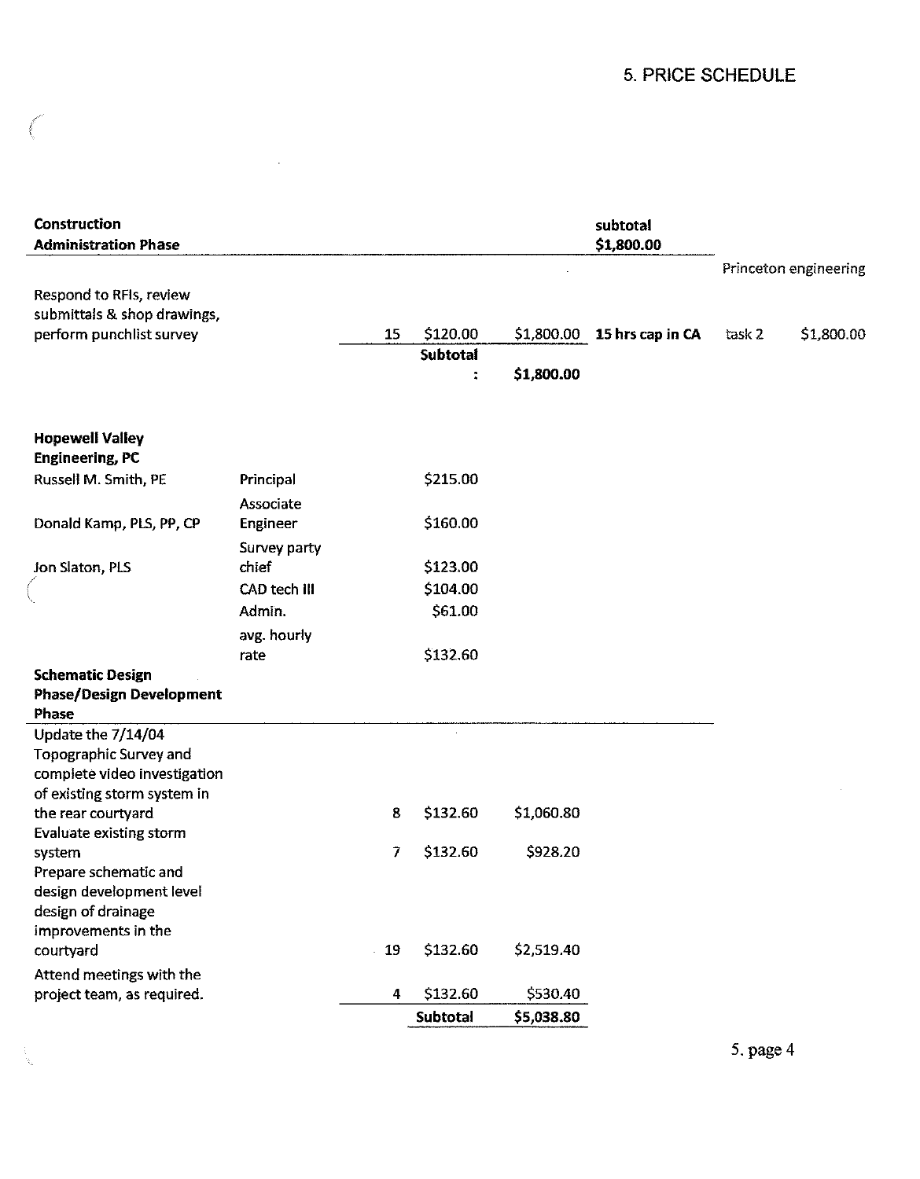# 5. PRICE SCHEDULE

| Construction Administration Phase | | | | | subtotal $1,800.00 | | |
|---|---|---|---|---|---|---|---|
| | | | | | | Princeton engineering | |
| Respond to RFIs, review submittals & shop drawings, perform punchlist survey | | 15 | $120.00 | $1,800.00 | 15 hrs cap in CA | task 2 | $1,800.00 |
| | | | Subtotal: | $1,800.00 | | | |

| Hopewell Valley Engineering, PC | | | | |
|---|---|---|---|---|
| Russell M. Smith, PE | Principal | | $215.00 | |
| Donald Kamp, PLS, PP, CP | Associate Engineer | | $160.00 | |
| Jon Slaton, PLS | Survey party chief | | $123.00 | |
| | CAD tech III | | $104.00 | |
| | Admin. | | $61.00 | |
| | avg. hourly rate | | $132.60 | |
| **Schematic Design Phase/Design Development Phase** | | | | |
| Update the 7/14/04 Topographic Survey and complete video investigation of existing storm system in the rear courtyard | | 8 | $132.60 | $1,060.80 |
| Evaluate existing storm system | | 7 | $132.60 | $928.20 |
| Prepare schematic and design development level design of drainage improvements in the courtyard | | 19 | $132.60 | $2,519.40 |
| Attend meetings with the project team, as required. | | 4 | $132.60 | $530.40 |
| | | | Subtotal | $5,038.80 |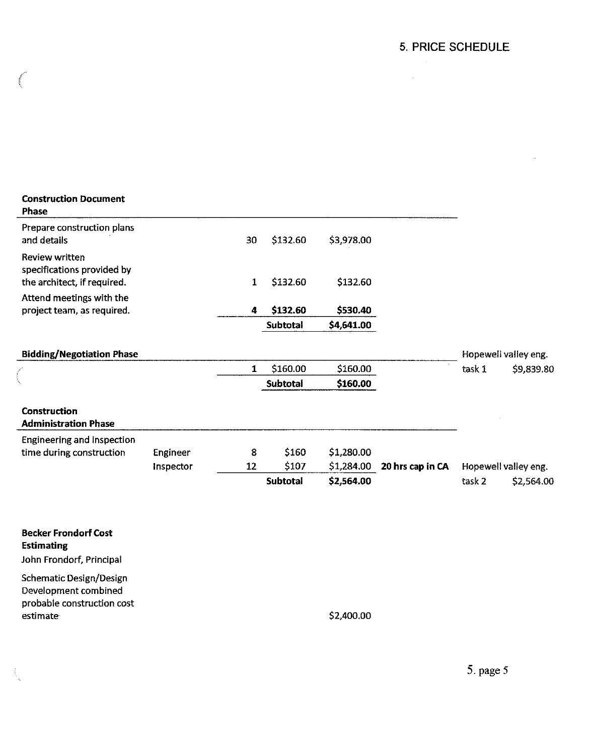## 5. PRICE SCHEDULE

| Construction Document Phase | | | | | | | |
|---|---|---|---|---|---|---|---|
| Prepare construction plans and details | | 30 | $132.60 | $3,978.00 | | | |
| Review written specifications provided by the architect, if required. | | 1 | $132.60 | $132.60 | | | |
| Attend meetings with the project team, as required. | | 4 | $132.60 | $530.40 | | | |
| | | | **Subtotal** | **$4,641.00** | | | |
| **Bidding/Negotiation Phase** | | | | | | Hopewell valley eng. | |
| | | 1 | $160.00 | $160.00 | | task 1 | $9,839.80 |
| | | | **Subtotal** | **$160.00** | | | |
| **Construction Administration Phase** | | | | | | | |
| Engineering and inspection time during construction | Engineer | 8 | $160 | $1,280.00 | | | |
| | Inspector | 12 | $107 | $1,284.00 | **20 hrs cap in CA** | Hopewell valley eng. | |
| | | | **Subtotal** | **$2,564.00** | | task 2 | $2,564.00 |

**Becker Frondorf Cost Estimating**

John Frondorf, Principal

| | |
|---|---|
| Schematic Design/Design Development combined probable construction cost estimate | $2,400.00 |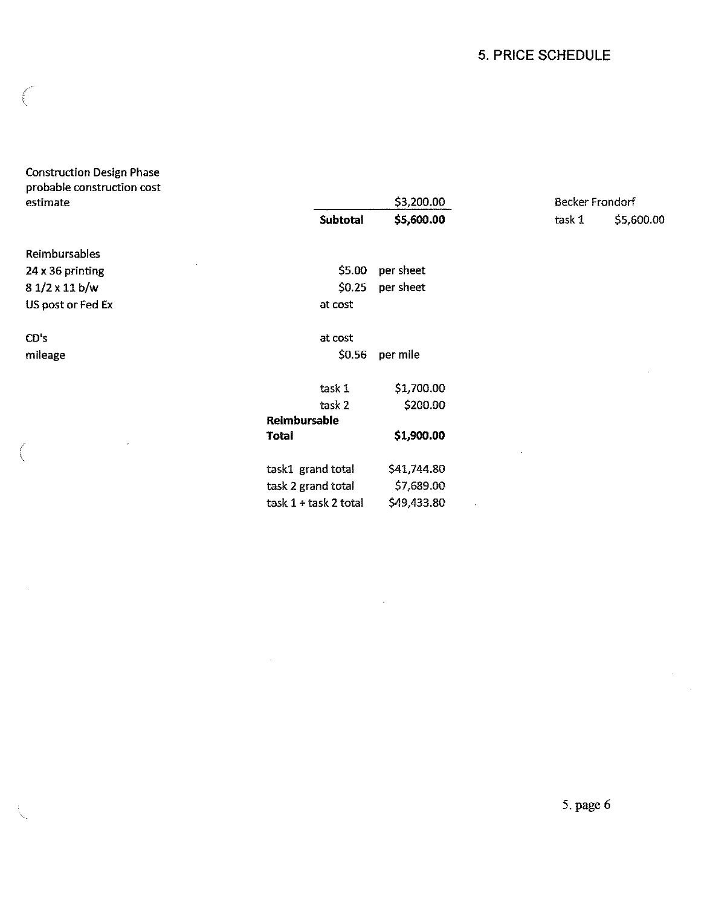## 5. PRICE SCHEDULE

| | | | | |
|---|---|---|---|---|
| Construction Design Phase probable construction cost estimate | | $3,200.00 | Becker Frondorf | |
| | **Subtotal** | **$5,600.00** | task 1 | $5,600.00 |
| | | | | |
| Reimbursables | | | | |
| 24 x 36 printing | $5.00 | per sheet | | |
| 8 1/2 x 11 b/w | $0.25 | per sheet | | |
| US post or Fed Ex | at cost | | | |
| | | | | |
| CD's | at cost | | | |
| mileage | $0.56 | per mile | | |
| | | | | |
| | task 1 | $1,700.00 | | |
| | task 2 | $200.00 | | |
| | **Reimbursable Total** | **$1,900.00** | | |
| | | | | |
| | task1 grand total | $41,744.80 | | |
| | task 2 grand total | $7,689.00 | | |
| | task 1 + task 2 total | $49,433.80 | | |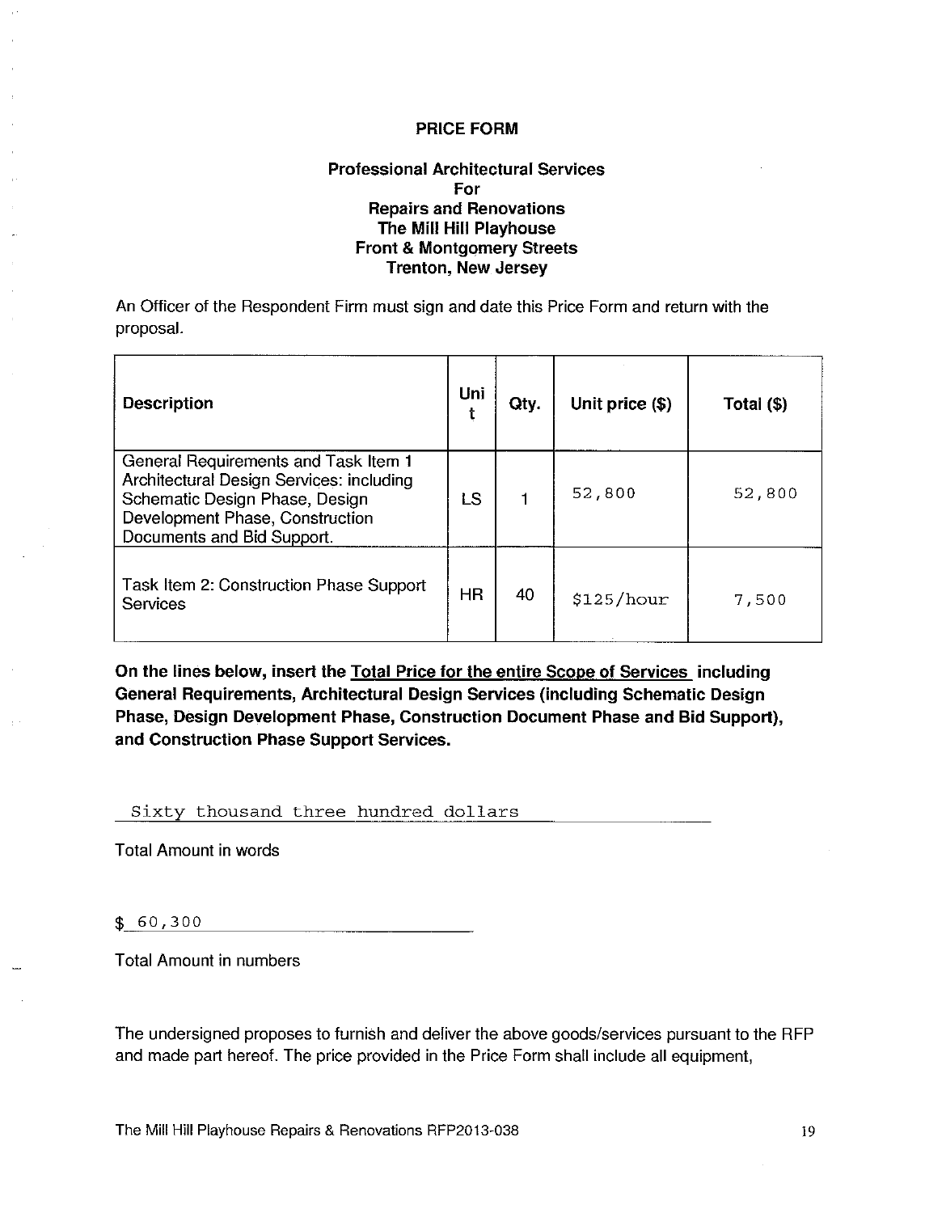**PRICE FORM**

**Professional Architectural Services**
**For**
**Repairs and Renovations**
**The Mill Hill Playhouse**
**Front & Montgomery Streets**
**Trenton, New Jersey**

An Officer of the Respondent Firm must sign and date this Price Form and return with the proposal.

| Description | Unit | Qty. | Unit price ($) | Total ($) |
|---|---|---|---|---|
| General Requirements and Task Item 1 Architectural Design Services: including Schematic Design Phase, Design Development Phase, Construction Documents and Bid Support. | LS | 1 | 52,800 | 52,800 |
| Task Item 2: Construction Phase Support Services | HR | 40 | $125/hour | 7,500 |

**On the lines below, insert the <u>Total Price for the entire Scope of Services</u> including General Requirements, Architectural Design Services (including Schematic Design Phase, Design Development Phase, Construction Document Phase and Bid Support), and Construction Phase Support Services.**

Sixty thousand three hundred dollars

Total Amount in words

$ 60,300

Total Amount in numbers

The undersigned proposes to furnish and deliver the above goods/services pursuant to the RFP and made part hereof. The price provided in the Price Form shall include all equipment,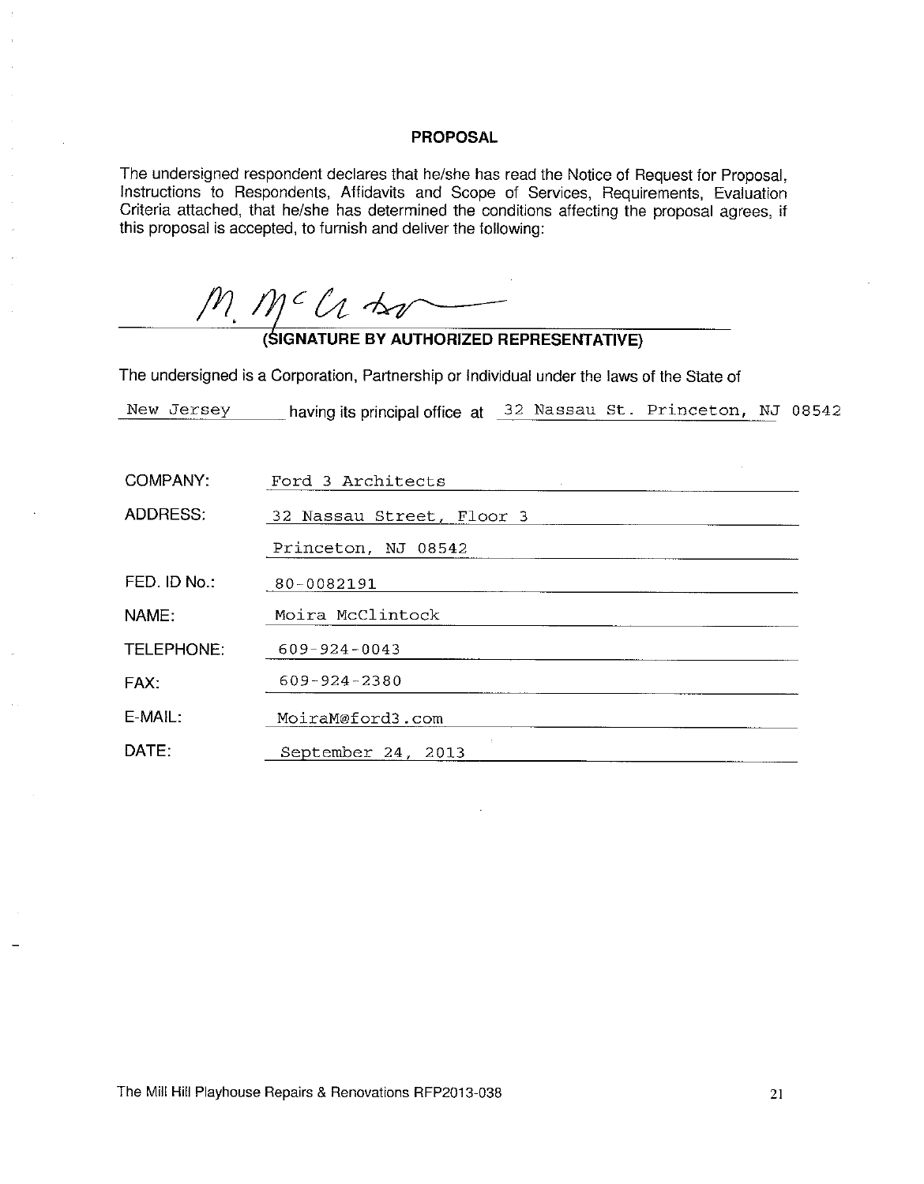## PROPOSAL

The undersigned respondent declares that he/she has read the Notice of Request for Proposal, Instructions to Respondents, Affidavits and Scope of Services, Requirements, Evaluation Criteria attached, that he/she has determined the conditions affecting the proposal agrees, if this proposal is accepted, to furnish and deliver the following:

M. McClintock

**(SIGNATURE BY AUTHORIZED REPRESENTATIVE)**

The undersigned is a Corporation, Partnership or Individual under the laws of the State of

New Jersey having its principal office at 32 Nassau St. Princeton, NJ 08542

| | |
|---|---|
| COMPANY: | Ford 3 Architects |
| ADDRESS: | 32 Nassau Street, Floor 3 |
| | Princeton, NJ 08542 |
| FED. ID No.: | 80-0082191 |
| NAME: | Moira McClintock |
| TELEPHONE: | 609-924-0043 |
| FAX: | 609-924-2380 |
| E-MAIL: | MoiraM@ford3.com |
| DATE: | September 24, 2013 |

The Mill Hill Playhouse Repairs & Renovations RFP2013-038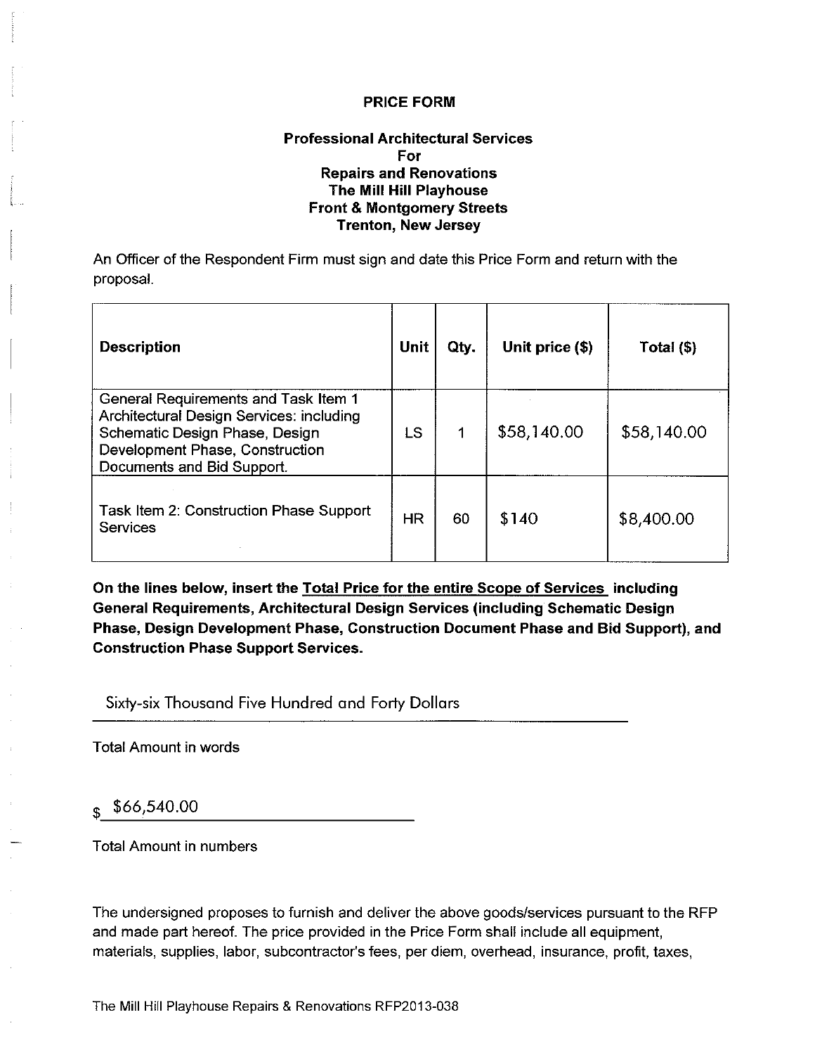**PRICE FORM**

**Professional Architectural Services**
**For**
**Repairs and Renovations**
**The Mill Hill Playhouse**
**Front & Montgomery Streets**
**Trenton, New Jersey**

An Officer of the Respondent Firm must sign and date this Price Form and return with the proposal.

| Description | Unit | Qty. | Unit price ($) | Total ($) |
|---|---|---|---|---|
| General Requirements and Task Item 1 Architectural Design Services: including Schematic Design Phase, Design Development Phase, Construction Documents and Bid Support. | LS | 1 | $58,140.00 | $58,140.00 |
| Task Item 2: Construction Phase Support Services | HR | 60 | $140 | $8,400.00 |

**On the lines below, insert the <u>Total Price for the entire Scope of Services</u> including General Requirements, Architectural Design Services (including Schematic Design Phase, Design Development Phase, Construction Document Phase and Bid Support), and Construction Phase Support Services.**

Sixty-six Thousand Five Hundred and Forty Dollars
_______________________________________________

Total Amount in words

$ $66,540.00
_______________________________

Total Amount in numbers

The undersigned proposes to furnish and deliver the above goods/services pursuant to the RFP and made part hereof. The price provided in the Price Form shall include all equipment, materials, supplies, labor, subcontractor's fees, per diem, overhead, insurance, profit, taxes,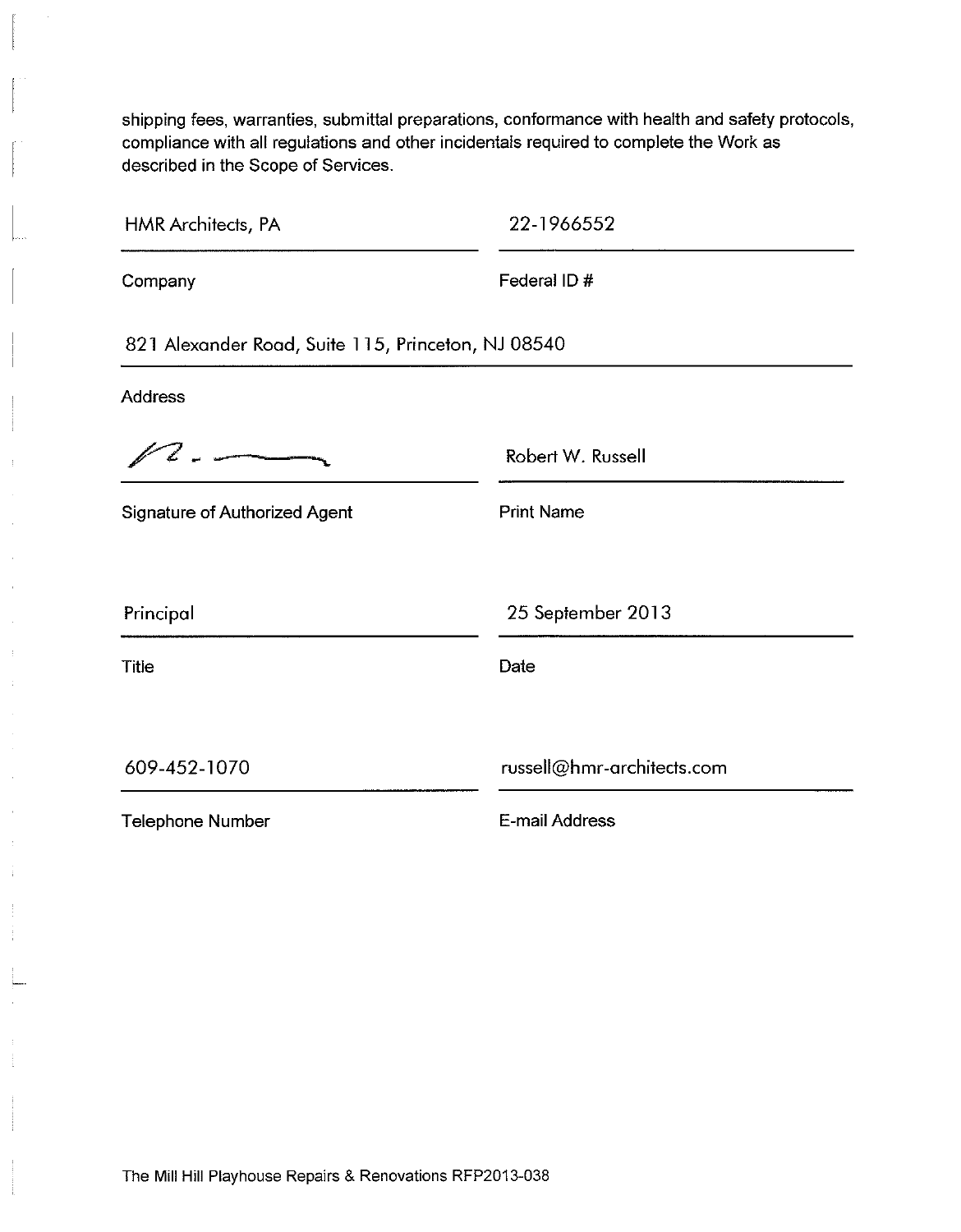shipping fees, warranties, submittal preparations, conformance with health and safety protocols, compliance with all regulations and other incidentals required to complete the Work as described in the Scope of Services.

| | |
|---|---|
| HMR Architects, PA | 22-1966552 |
| Company | Federal ID # |

821 Alexander Road, Suite 115, Princeton, NJ 08540

Address

| | |
|---|---|
| *[signature]* | Robert W. Russell |
| Signature of Authorized Agent | Print Name |
| Principal | 25 September 2013 |
| Title | Date |
| 609-452-1070 | russell@hmr-architects.com |
| Telephone Number | E-mail Address |

The Mill Hill Playhouse Repairs & Renovations RFP2013-038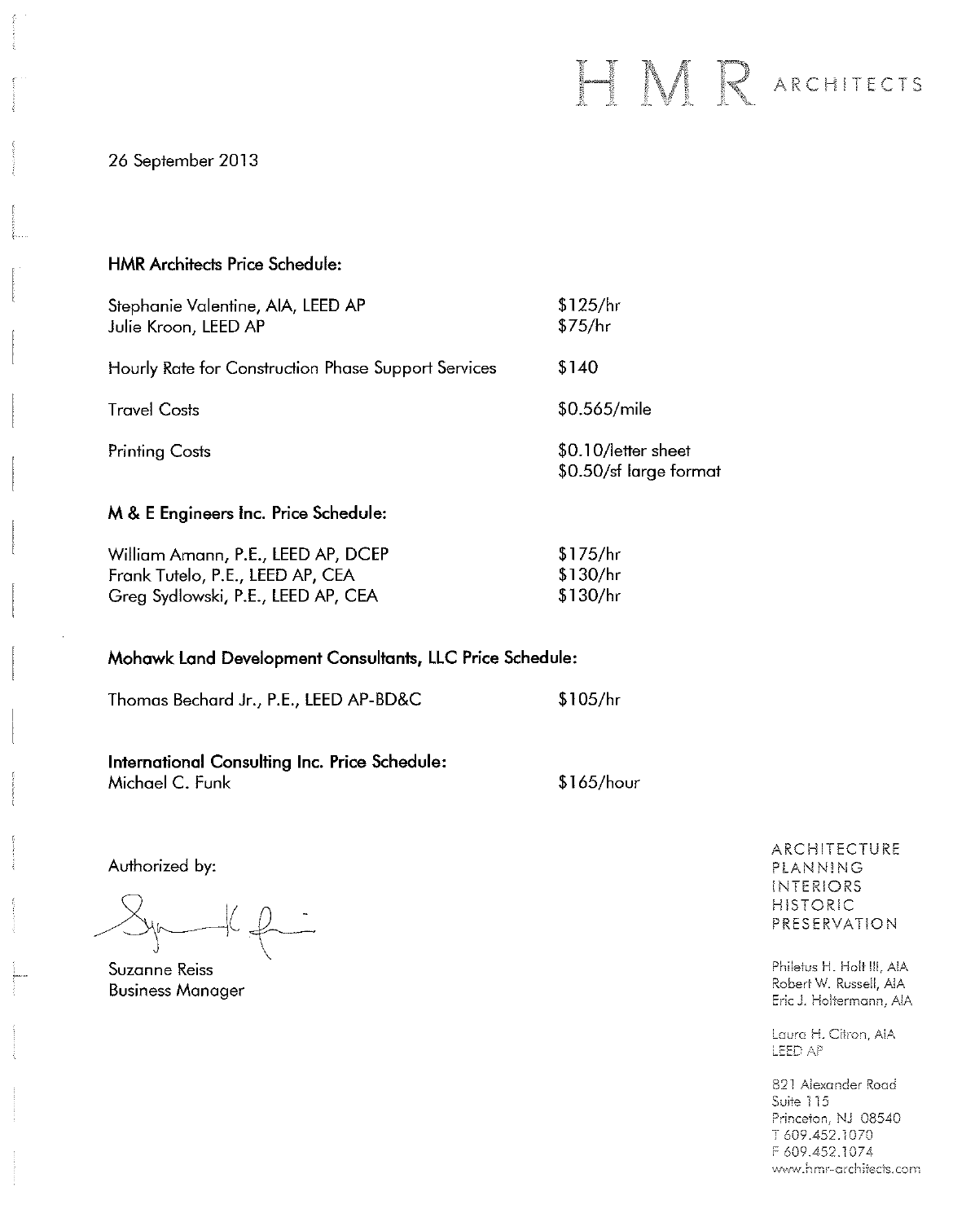HMR ARCHITECTS

26 September 2013

**HMR Architects Price Schedule:**

| | |
|---|---|
| Stephanie Valentine, AIA, LEED AP | $125/hr |
| Julie Kroon, LEED AP | $75/hr |
| Hourly Rate for Construction Phase Support Services | $140 |
| Travel Costs | $0.565/mile |
| Printing Costs | $0.10/letter sheet<br>$0.50/sf large format |

**M & E Engineers Inc. Price Schedule:**

| | |
|---|---|
| William Amann, P.E., LEED AP, DCEP | $175/hr |
| Frank Tutelo, P.E., LEED AP, CEA | $130/hr |
| Greg Sydlowski, P.E., LEED AP, CEA | $130/hr |

**Mohawk Land Development Consultants, LLC Price Schedule:**

| | |
|---|---|
| Thomas Bechard Jr., P.E., LEED AP-BD&C | $105/hr |

**International Consulting Inc. Price Schedule:**

| | |
|---|---|
| Michael C. Funk | $165/hour |

Authorized by:

Suzanne Reiss
Business Manager

ARCHITECTURE
PLANNING
INTERIORS
HISTORIC
PRESERVATION

Philetus H. Holt III, AIA
Robert W. Russell, AIA
Eric J. Holtermann, AIA

Laura H. Citron, AIA
LEED AP

821 Alexander Road
Suite 115
Princeton, NJ 08540
T 609.452.1070
F 609.452.1074
www.hmr-architects.com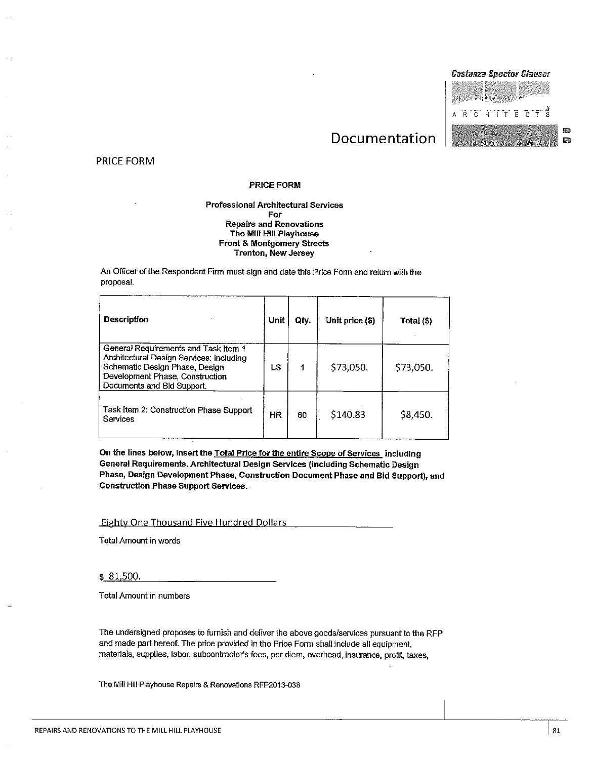## Documentation

PRICE FORM

**PRICE FORM**

**Professional Architectural Services**
**For**
**Repairs and Renovations**
**The Mill Hill Playhouse**
**Front & Montgomery Streets**
**Trenton, New Jersey**

An Officer of the Respondent Firm must sign and date this Price Form and return with the proposal.

| Description | Unit | Qty. | Unit price ($) | Total ($) |
|---|---|---|---|---|
| General Requirements and Task Item 1 Architectural Design Services: including Schematic Design Phase, Design Development Phase, Construction Documents and Bid Support. | LS | 1 | $73,050. | $73,050. |
| Task Item 2: Construction Phase Support Services | HR | 60 | $140.83 | $8,450. |

**On the lines below, insert the Total Price for the entire Scope of Services including General Requirements, Architectural Design Services (including Schematic Design Phase, Design Development Phase, Construction Document Phase and Bid Support), and Construction Phase Support Services.**

Eighty One Thousand Five Hundred Dollars

Total Amount in words

$ 81,500.

Total Amount in numbers

The undersigned proposes to furnish and deliver the above goods/services pursuant to the RFP and made part hereof. The price provided in the Price Form shall include all equipment, materials, supplies, labor, subcontractor's fees, per diem, overhead, insurance, profit, taxes,

The Mill Hill Playhouse Repairs & Renovations RFP2013-038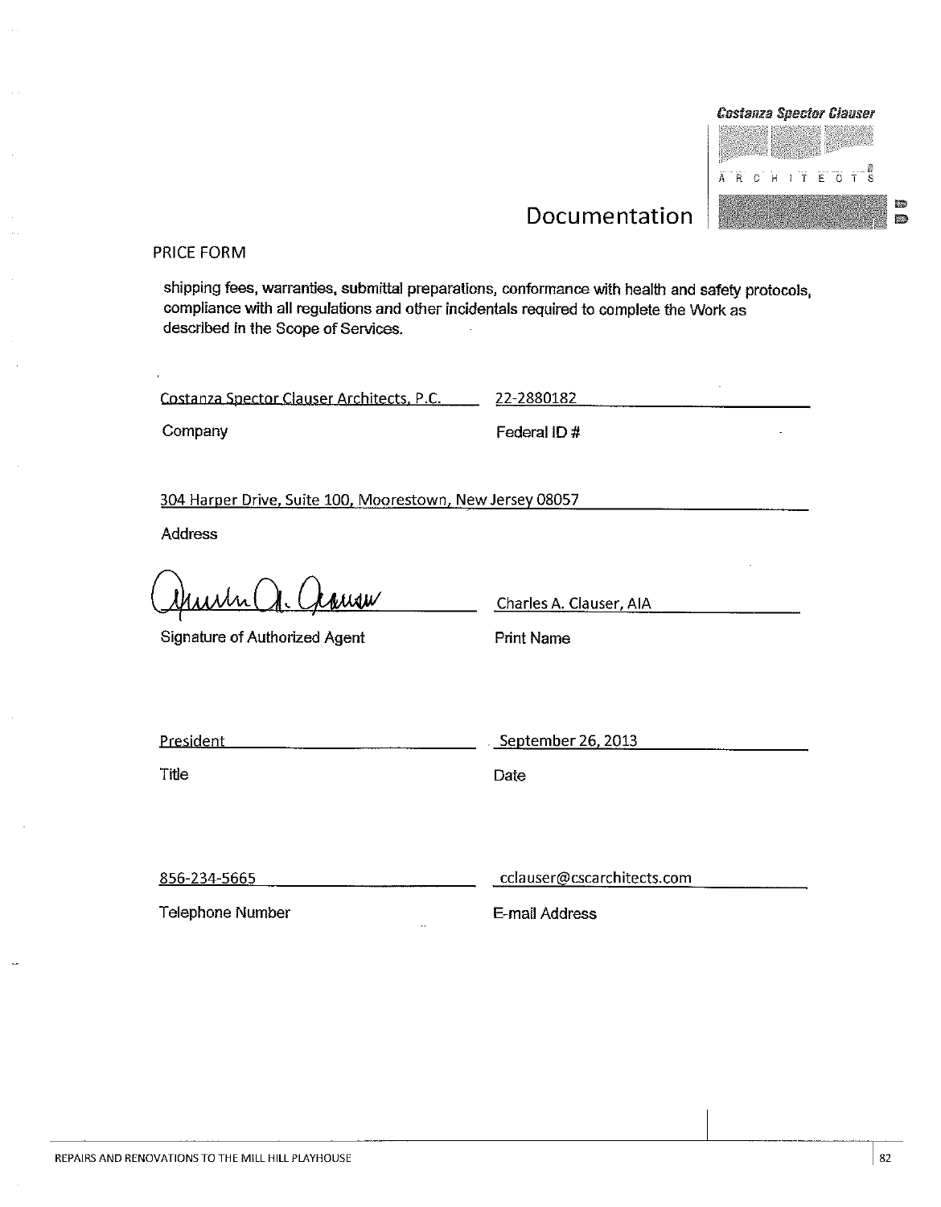# Documentation

PRICE FORM

shipping fees, warranties, submittal preparations, conformance with health and safety protocols, compliance with all regulations and other incidentals required to complete the Work as described in the Scope of Services.

| | |
|---|---|
| Costanza Spector Clauser Architects, P.C. | 22-2880182 |
| Company | Federal ID # |

304 Harper Drive, Suite 100, Moorestown, New Jersey 08057

Address

| | |
|---|---|
| [Signature] | Charles A. Clauser, AIA |
| Signature of Authorized Agent | Print Name |
| President | September 26, 2013 |
| Title | Date |
| 856-234-5665 | cclauser@cscarchitects.com |
| Telephone Number | E-mail Address |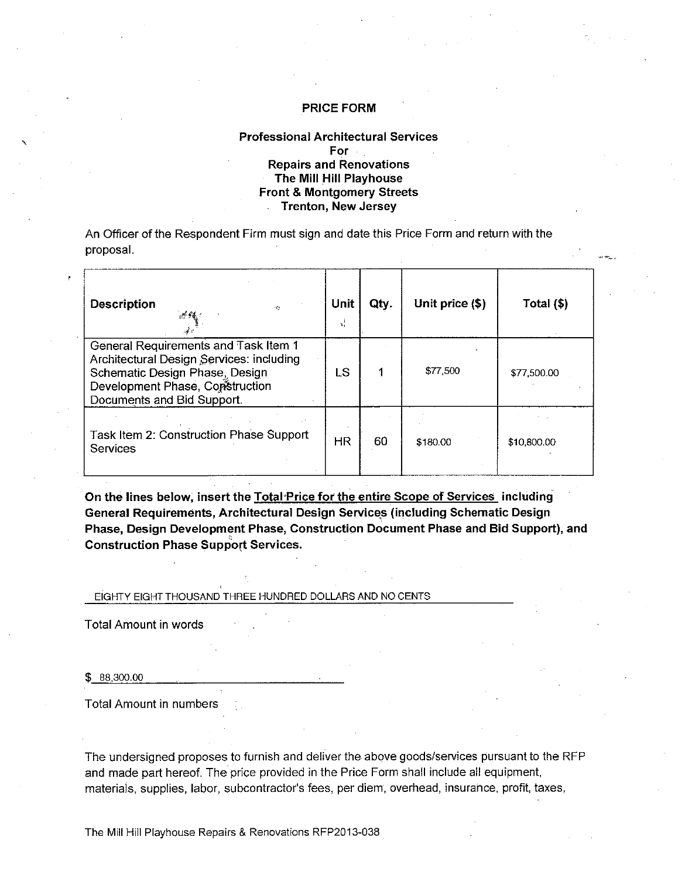# PRICE FORM

## Professional Architectural Services For Repairs and Renovations The Mill Hill Playhouse Front & Montgomery Streets Trenton, New Jersey

An Officer of the Respondent Firm must sign and date this Price Form and return with the proposal.

| Description | Unit | Qty. | Unit price ($) | Total ($) |
|---|---|---|---|---|
| General Requirements and Task Item 1 Architectural Design Services: including Schematic Design Phase, Design Development Phase, Construction Documents and Bid Support. | LS | 1 | $77,500 | $77,500.00 |
| Task Item 2: Construction Phase Support Services | HR | 60 | $180.00 | $10,800.00 |

**On the lines below, insert the <u>Total Price for the entire Scope of Services</u> including General Requirements, Architectural Design Services (including Schematic Design Phase, Design Development Phase, Construction Document Phase and Bid Support), and Construction Phase Support Services.**

EIGHTY EIGHT THOUSAND THREE HUNDRED DOLLARS AND NO CENTS

Total Amount in words

$ 88,300.00

Total Amount in numbers

The undersigned proposes to furnish and deliver the above goods/services pursuant to the RFP and made part hereof. The price provided in the Price Form shall include all equipment, materials, supplies, labor, subcontractor's fees, per diem, overhead, insurance, profit, taxes,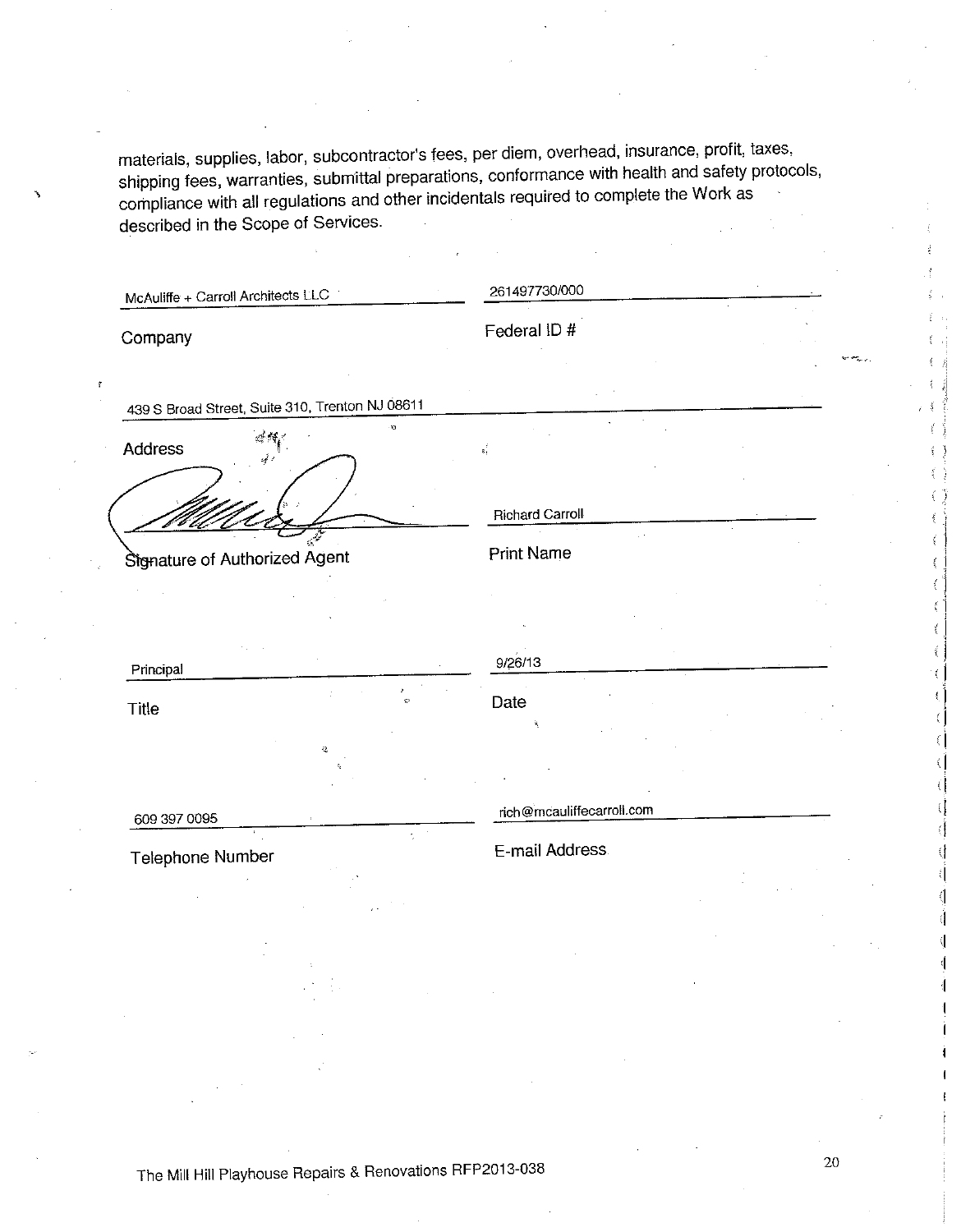materials, supplies, labor, subcontractor's fees, per diem, overhead, insurance, profit, taxes, shipping fees, warranties, submittal preparations, conformance with health and safety protocols, compliance with all regulations and other incidentals required to complete the Work as described in the Scope of Services.

| | |
|---|---|
| McAuliffe + Carroll Architects LLC | 261497730/000 |
| Company | Federal ID # |

439 S Broad Street, Suite 310, Trenton NJ 08611

Address

| | |
|---|---|
| [signature] | Richard Carroll |
| Signature of Authorized Agent | Print Name |
| Principal | 9/26/13 |
| Title | Date |
| 609 397 0095 | rich@mcauliffecarroll.com |
| Telephone Number | E-mail Address |

The Mill Hill Playhouse Repairs & Renovations RFP2013-038